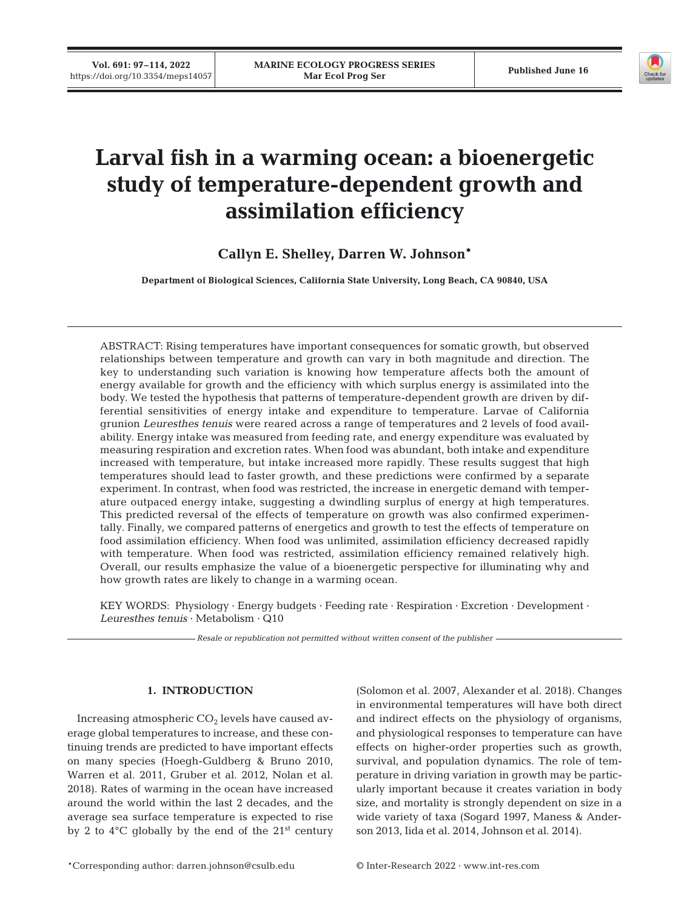# Larval fish in a warming ocean: a bioenergetic study of temperature-dependent growth and assimilation efficiency

**Callyn E. Shelley, Darren W. Johnson***

**Department of Biological Sciences, California State University, Long Beach, CA 90840, USA**

ABSTRACT: Rising temperatures have important consequences for somatic growth, but observed relationships between temperature and growth can vary in both magnitude and direction. The key to understanding such variation is knowing how temperature affects both the amount of energy available for growth and the efficiency with which surplus energy is assimilated into the body. We tested the hypothesis that patterns of temperature-dependent growth are driven by differential sensitivities of energy intake and expenditure to temperature. Larvae of California grunion *Leuresthes tenuis* were reared across a range of temperatures and 2 levels of food availability. Energy intake was measured from feeding rate, and energy expenditure was evaluated by measuring respiration and excretion rates. When food was abundant, both intake and expenditure increased with temperature, but intake increased more rapidly. These results suggest that high temperatures should lead to faster growth, and these predictions were confirmed by a separate experiment. In contrast, when food was restricted, the increase in energetic demand with temperature outpaced energy intake, suggesting a dwindling surplus of energy at high temperatures. This predicted reversal of the effects of temperature on growth was also confirmed experimentally. Finally, we compared patterns of energetics and growth to test the effects of temperature on food assimilation efficiency. When food was unlimited, assimilation efficiency decreased rapidly with temperature. When food was restricted, assimilation efficiency remained relatively high. Overall, our results emphasize the value of a bioenergetic perspective for illuminating why and how growth rates are likely to change in a warming ocean.

KEY WORDS: Physiology · Energy budgets · Feeding rate · Respiration · Excretion · Development · *Leuresthes tenuis* · Metabolism · Q10

*Resale or republication not permitted without written consent of the publisher*

## 1. INTRODUCTION

Increasing atmospheric $CO_2$ levels have caused average global temperatures to increase, and these continuing trends are predicted to have important effects on many species (Hoegh-Guldberg & Bruno 2010, Warren et al. 2011, Gruber et al. 2012, Nolan et al. 2018). Rates of warming in the ocean have increased around the world within the last 2 decades, and the average sea surface temperature is expected to rise by 2 to 4°C globally by the end of the 21st century (Solomon et al. 2007, Alexander et al. 2018). Changes in environmental temperatures will have both direct and indirect effects on the physiology of organisms, and physiological responses to temperature can have effects on higher-order properties such as growth, survival, and population dynamics. The role of temperature in driving variation in growth may be particularly important because it creates variation in body size, and mortality is strongly dependent on size in a wide variety of taxa (Sogard 1997, Maness & Anderson 2013, Iida et al. 2014, Johnson et al. 2014).

*Corresponding author: darren.johnson@csulb.edu

© Inter-Research 2022 · www.int-res.com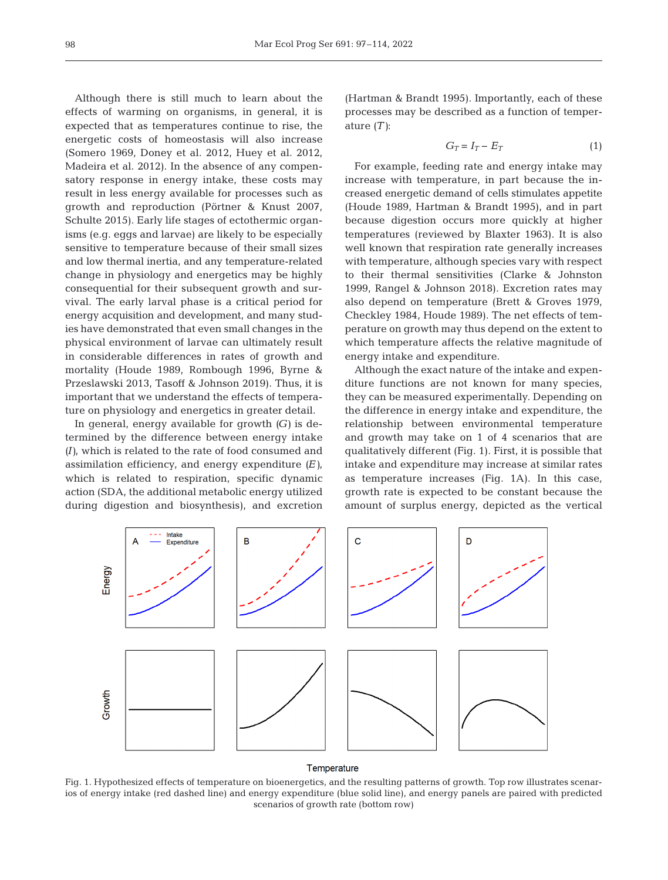Although there is still much to learn about the effects of warming on organisms, in general, it is expected that as temperatures continue to rise, the energetic costs of homeostasis will also increase (Somero 1969, Doney et al. 2012, Huey et al. 2012, Madeira et al. 2012). In the absence of any compensatory response in energy intake, these costs may result in less energy available for processes such as growth and reproduction (Pörtner & Knust 2007, Schulte 2015). Early life stages of ectothermic organisms (e.g. eggs and larvae) are likely to be especially sensitive to temperature because of their small sizes and low thermal inertia, and any temperature-related change in physiology and energetics may be highly consequential for their subsequent growth and survival. The early larval phase is a critical period for energy acquisition and development, and many studies have demonstrated that even small changes in the physical environment of larvae can ultimately result in considerable differences in rates of growth and mortality (Houde 1989, Rombough 1996, Byrne & Przeslawski 2013, Tasoff & Johnson 2019). Thus, it is important that we understand the effects of temperature on physiology and energetics in greater detail.

In general, energy available for growth (*G*) is determined by the difference between energy intake (*I*), which is related to the rate of food consumed and assimilation efficiency, and energy expenditure (*E*), which is related to respiration, specific dynamic action (SDA, the additional metabolic energy utilized during digestion and biosynthesis), and excretion (Hartman & Brandt 1995). Importantly, each of these processes may be described as a function of temperature (*T*):

$$G_T = I_T - E_T \tag{1}$$

For example, feeding rate and energy intake may increase with temperature, in part because the increased energetic demand of cells stimulates appetite (Houde 1989, Hartman & Brandt 1995), and in part because digestion occurs more quickly at higher temperatures (reviewed by Blaxter 1963). It is also well known that respiration rate generally increases with temperature, although species vary with respect to their thermal sensitivities (Clarke & Johnston 1999, Rangel & Johnson 2018). Excretion rates may also depend on temperature (Brett & Groves 1979, Checkley 1984, Houde 1989). The net effects of temperature on growth may thus depend on the extent to which temperature affects the relative magnitude of energy intake and expenditure.

Although the exact nature of the intake and expenditure functions are not known for many species, they can be measured experimentally. Depending on the difference in energy intake and expenditure, the relationship between environmental temperature and growth may take on 1 of 4 scenarios that are qualitatively different (Fig. 1). First, it is possible that intake and expenditure may increase at similar rates as temperature increases (Fig. 1A). In this case, growth rate is expected to be constant because the amount of surplus energy, depicted as the vertical

Fig. 1. Hypothesized effects of temperature on bioenergetics, and the resulting patterns of growth. Top row illustrates scenarios of energy intake (red dashed line) and energy expenditure (blue solid line), and energy panels are paired with predicted scenarios of growth rate (bottom row)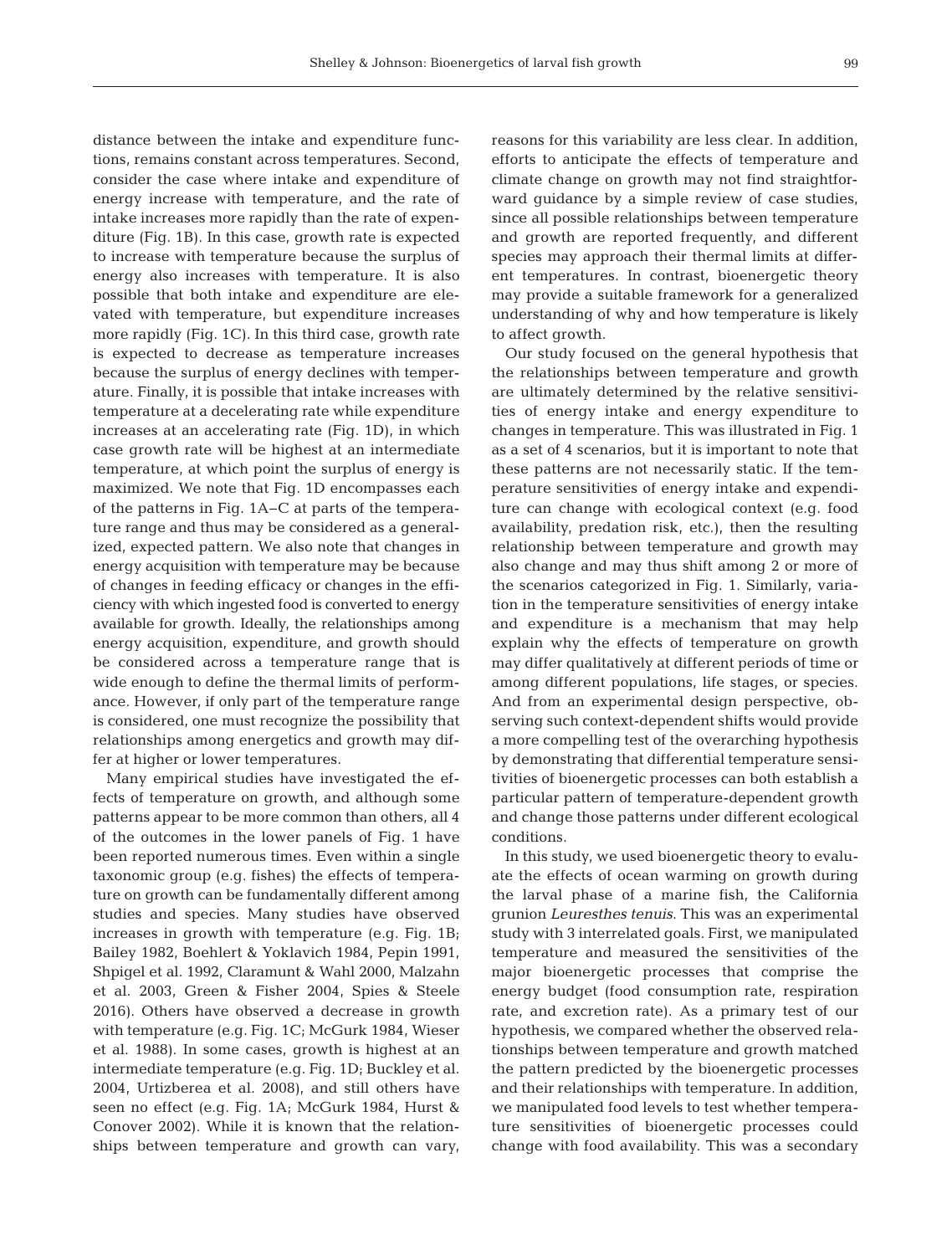distance between the intake and expenditure functions, remains constant across temperatures. Second, consider the case where intake and expenditure of energy increase with temperature, and the rate of intake increases more rapidly than the rate of expenditure (Fig. 1B). In this case, growth rate is expected to increase with temperature because the surplus of energy also increases with temperature. It is also possible that both intake and expenditure are elevated with temperature, but expenditure increases more rapidly (Fig. 1C). In this third case, growth rate is expected to decrease as temperature increases because the surplus of energy declines with temperature. Finally, it is possible that intake increases with temperature at a decelerating rate while expenditure increases at an accelerating rate (Fig. 1D), in which case growth rate will be highest at an intermediate temperature, at which point the surplus of energy is maximized. We note that Fig. 1D encompasses each of the patterns in Fig. 1A–C at parts of the temperature range and thus may be considered as a generalized, expected pattern. We also note that changes in energy acquisition with temperature may be because of changes in feeding efficacy or changes in the efficiency with which ingested food is converted to energy available for growth. Ideally, the relationships among energy acquisition, expenditure, and growth should be considered across a temperature range that is wide enough to define the thermal limits of performance. However, if only part of the temperature range is considered, one must recognize the possibility that relationships among energetics and growth may differ at higher or lower temperatures.

Many empirical studies have investigated the effects of temperature on growth, and although some patterns appear to be more common than others, all 4 of the outcomes in the lower panels of Fig. 1 have been reported numerous times. Even within a single taxonomic group (e.g. fishes) the effects of temperature on growth can be fundamentally different among studies and species. Many studies have observed increases in growth with temperature (e.g. Fig. 1B; Bailey 1982, Boehlert & Yoklavich 1984, Pepin 1991, Shpigel et al. 1992, Claramunt & Wahl 2000, Malzahn et al. 2003, Green & Fisher 2004, Spies & Steele 2016). Others have observed a decrease in growth with temperature (e.g. Fig. 1C; McGurk 1984, Wieser et al. 1988). In some cases, growth is highest at an intermediate temperature (e.g. Fig. 1D; Buckley et al. 2004, Urtizberea et al. 2008), and still others have seen no effect (e.g. Fig. 1A; McGurk 1984, Hurst & Conover 2002). While it is known that the relationships between temperature and growth can vary, reasons for this variability are less clear. In addition, efforts to anticipate the effects of temperature and climate change on growth may not find straightforward guidance by a simple review of case studies, since all possible relationships between temperature and growth are reported frequently, and different species may approach their thermal limits at different temperatures. In contrast, bioenergetic theory may provide a suitable framework for a generalized understanding of why and how temperature is likely to affect growth.

Our study focused on the general hypothesis that the relationships between temperature and growth are ultimately determined by the relative sensitivities of energy intake and energy expenditure to changes in temperature. This was illustrated in Fig. 1 as a set of 4 scenarios, but it is important to note that these patterns are not necessarily static. If the temperature sensitivities of energy intake and expenditure can change with ecological context (e.g. food availability, predation risk, etc.), then the resulting relationship between temperature and growth may also change and may thus shift among 2 or more of the scenarios categorized in Fig. 1. Similarly, variation in the temperature sensitivities of energy intake and expenditure is a mechanism that may help explain why the effects of temperature on growth may differ qualitatively at different periods of time or among different populations, life stages, or species. And from an experimental design perspective, observing such context-dependent shifts would provide a more compelling test of the overarching hypothesis by demonstrating that differential temperature sensitivities of bioenergetic processes can both establish a particular pattern of temperature-dependent growth and change those patterns under different ecological conditions.

In this study, we used bioenergetic theory to evaluate the effects of ocean warming on growth during the larval phase of a marine fish, the California grunion *Leuresthes tenuis*. This was an experimental study with 3 interrelated goals. First, we manipulated temperature and measured the sensitivities of the major bioenergetic processes that comprise the energy budget (food consumption rate, respiration rate, and excretion rate). As a primary test of our hypothesis, we compared whether the observed relationships between temperature and growth matched the pattern predicted by the bioenergetic processes and their relationships with temperature. In addition, we manipulated food levels to test whether temperature sensitivities of bioenergetic processes could change with food availability. This was a secondary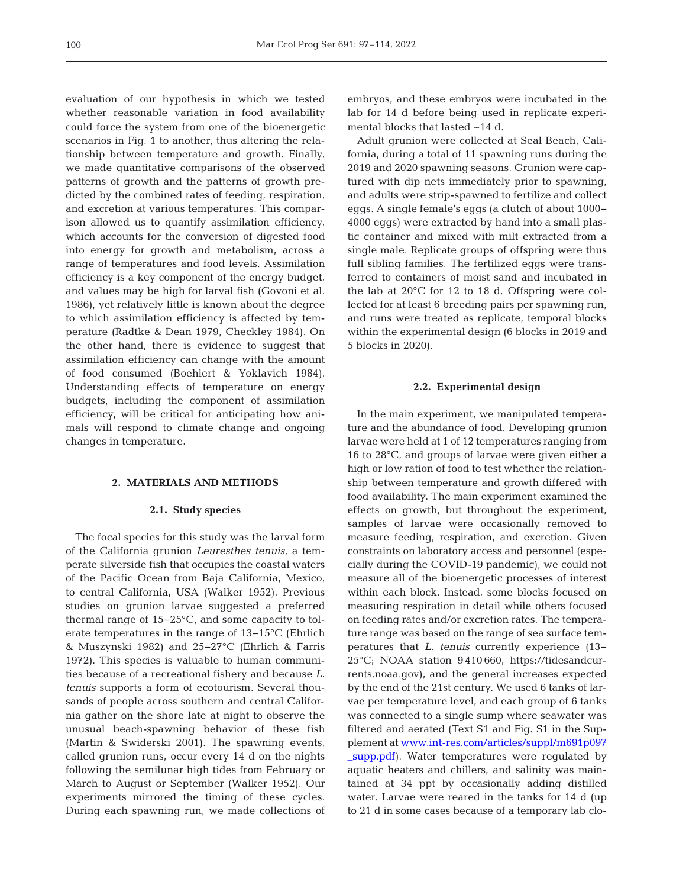evaluation of our hypothesis in which we tested whether reasonable variation in food availability could force the system from one of the bioenergetic scenarios in Fig. 1 to another, thus altering the relationship between temperature and growth. Finally, we made quantitative comparisons of the observed patterns of growth and the patterns of growth predicted by the combined rates of feeding, respiration, and excretion at various temperatures. This comparison allowed us to quantify assimilation efficiency, which accounts for the conversion of digested food into energy for growth and metabolism, across a range of temperatures and food levels. Assimilation efficiency is a key component of the energy budget, and values may be high for larval fish (Govoni et al. 1986), yet relatively little is known about the degree to which assimilation efficiency is affected by temperature (Radtke & Dean 1979, Checkley 1984). On the other hand, there is evidence to suggest that assimilation efficiency can change with the amount of food consumed (Boehlert & Yoklavich 1984). Understanding effects of temperature on energy budgets, including the component of assimilation efficiency, will be critical for anticipating how animals will respond to climate change and ongoing changes in temperature.

## 2. MATERIALS AND METHODS

### 2.1. Study species

The focal species for this study was the larval form of the California grunion *Leuresthes tenuis*, a temperate silverside fish that occupies the coastal waters of the Pacific Ocean from Baja California, Mexico, to central California, USA (Walker 1952). Previous studies on grunion larvae suggested a preferred thermal range of 15–25°C, and some capacity to tolerate temperatures in the range of 13–15°C (Ehrlich & Muszynski 1982) and 25–27°C (Ehrlich & Farris 1972). This species is valuable to human communities because of a recreational fishery and because *L. tenuis* supports a form of ecotourism. Several thousands of people across southern and central California gather on the shore late at night to observe the unusual beach-spawning behavior of these fish (Martin & Swiderski 2001). The spawning events, called grunion runs, occur every 14 d on the nights following the semilunar high tides from February or March to August or September (Walker 1952). Our experiments mirrored the timing of these cycles. During each spawning run, we made collections of embryos, and these embryos were incubated in the lab for 14 d before being used in replicate experimental blocks that lasted ~14 d.

Adult grunion were collected at Seal Beach, California, during a total of 11 spawning runs during the 2019 and 2020 spawning seasons. Grunion were captured with dip nets immediately prior to spawning, and adults were strip-spawned to fertilize and collect eggs. A single female's eggs (a clutch of about 1000–4000 eggs) were extracted by hand into a small plastic container and mixed with milt extracted from a single male. Replicate groups of offspring were thus full sibling families. The fertilized eggs were transferred to containers of moist sand and incubated in the lab at 20°C for 12 to 18 d. Offspring were collected for at least 6 breeding pairs per spawning run, and runs were treated as replicate, temporal blocks within the experimental design (6 blocks in 2019 and 5 blocks in 2020).

### 2.2. Experimental design

In the main experiment, we manipulated temperature and the abundance of food. Developing grunion larvae were held at 1 of 12 temperatures ranging from 16 to 28°C, and groups of larvae were given either a high or low ration of food to test whether the relationship between temperature and growth differed with food availability. The main experiment examined the effects on growth, but throughout the experiment, samples of larvae were occasionally removed to measure feeding, respiration, and excretion. Given constraints on laboratory access and personnel (especially during the COVID-19 pandemic), we could not measure all of the bioenergetic processes of interest within each block. Instead, some blocks focused on measuring respiration in detail while others focused on feeding rates and/or excretion rates. The temperature range was based on the range of sea surface temperatures that *L. tenuis* currently experience (13–25°C; NOAA station 9410660, https://tidesandcurrents.noaa.gov), and the general increases expected by the end of the 21st century. We used 6 tanks of larvae per temperature level, and each group of 6 tanks was connected to a single sump where seawater was filtered and aerated (Text S1 and Fig. S1 in the Supplement at www.int-res.com/articles/suppl/m691p097_supp.pdf). Water temperatures were regulated by aquatic heaters and chillers, and salinity was maintained at 34 ppt by occasionally adding distilled water. Larvae were reared in the tanks for 14 d (up to 21 d in some cases because of a temporary lab clo-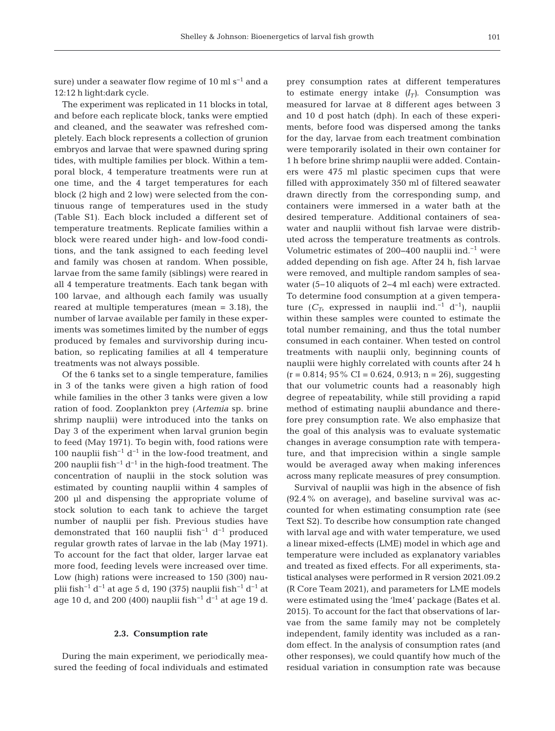sure) under a seawater flow regime of 10 ml $s^{-1}$ and a 12:12 h light:dark cycle.

The experiment was replicated in 11 blocks in total, and before each replicate block, tanks were emptied and cleaned, and the seawater was refreshed completely. Each block represents a collection of grunion embryos and larvae that were spawned during spring tides, with multiple families per block. Within a temporal block, 4 temperature treatments were run at one time, and the 4 target temperatures for each block (2 high and 2 low) were selected from the continuous range of temperatures used in the study (Table S1). Each block included a different set of temperature treatments. Replicate families within a block were reared under high- and low-food conditions, and the tank assigned to each feeding level and family was chosen at random. When possible, larvae from the same family (siblings) were reared in all 4 temperature treatments. Each tank began with 100 larvae, and although each family was usually reared at multiple temperatures (mean = 3.18), the number of larvae available per family in these experiments was sometimes limited by the number of eggs produced by females and survivorship during incubation, so replicating families at all 4 temperature treatments was not always possible.

Of the 6 tanks set to a single temperature, families in 3 of the tanks were given a high ration of food while families in the other 3 tanks were given a low ration of food. Zooplankton prey (*Artemia* sp. brine shrimp nauplii) were introduced into the tanks on Day 3 of the experiment when larval grunion begin to feed (May 1971). To begin with, food rations were 100 nauplii fish$^{-1}$ d$^{-1}$ in the low-food treatment, and 200 nauplii fish$^{-1}$ d$^{-1}$ in the high-food treatment. The concentration of nauplii in the stock solution was estimated by counting nauplii within 4 samples of 200 µl and dispensing the appropriate volume of stock solution to each tank to achieve the target number of nauplii per fish. Previous studies have demonstrated that 160 nauplii fish$^{-1}$ d$^{-1}$ produced regular growth rates of larvae in the lab (May 1971). To account for the fact that older, larger larvae eat more food, feeding levels were increased over time. Low (high) rations were increased to 150 (300) nauplii fish$^{-1}$ d$^{-1}$ at age 5 d, 190 (375) nauplii fish$^{-1}$ d$^{-1}$ at age 10 d, and 200 (400) nauplii fish$^{-1}$ d$^{-1}$ at age 19 d.

### 2.3. Consumption rate

During the main experiment, we periodically measured the feeding of focal individuals and estimated prey consumption rates at different temperatures to estimate energy intake ($I_T$). Consumption was measured for larvae at 8 different ages between 3 and 10 d post hatch (dph). In each of these experiments, before food was dispersed among the tanks for the day, larvae from each treatment combination were temporarily isolated in their own container for 1 h before brine shrimp nauplii were added. Containers were 475 ml plastic specimen cups that were filled with approximately 350 ml of filtered seawater drawn directly from the corresponding sump, and containers were immersed in a water bath at the desired temperature. Additional containers of seawater and nauplii without fish larvae were distributed across the temperature treatments as controls. Volumetric estimates of 200–400 nauplii ind.$^{-1}$ were added depending on fish age. After 24 h, fish larvae were removed, and multiple random samples of seawater (5–10 aliquots of 2–4 ml each) were extracted. To determine food consumption at a given temperature ($C_T$, expressed in nauplii ind.$^{-1}$ d$^{-1}$), nauplii within these samples were counted to estimate the total number remaining, and thus the total number consumed in each container. When tested on control treatments with nauplii only, beginning counts of nauplii were highly correlated with counts after 24 h ($r = 0.814$; 95% CI = 0.624, 0.913; $n = 26$), suggesting that our volumetric counts had a reasonably high degree of repeatability, while still providing a rapid method of estimating nauplii abundance and therefore prey consumption rate. We also emphasize that the goal of this analysis was to evaluate systematic changes in average consumption rate with temperature, and that imprecision within a single sample would be averaged away when making inferences across many replicate measures of prey consumption.

Survival of nauplii was high in the absence of fish (92.4% on average), and baseline survival was accounted for when estimating consumption rate (see Text S2). To describe how consumption rate changed with larval age and with water temperature, we used a linear mixed-effects (LME) model in which age and temperature were included as explanatory variables and treated as fixed effects. For all experiments, statistical analyses were performed in R version 2021.09.2 (R Core Team 2021), and parameters for LME models were estimated using the 'lme4' package (Bates et al. 2015). To account for the fact that observations of larvae from the same family may not be completely independent, family identity was included as a random effect. In the analysis of consumption rates (and other responses), we could quantify how much of the residual variation in consumption rate was because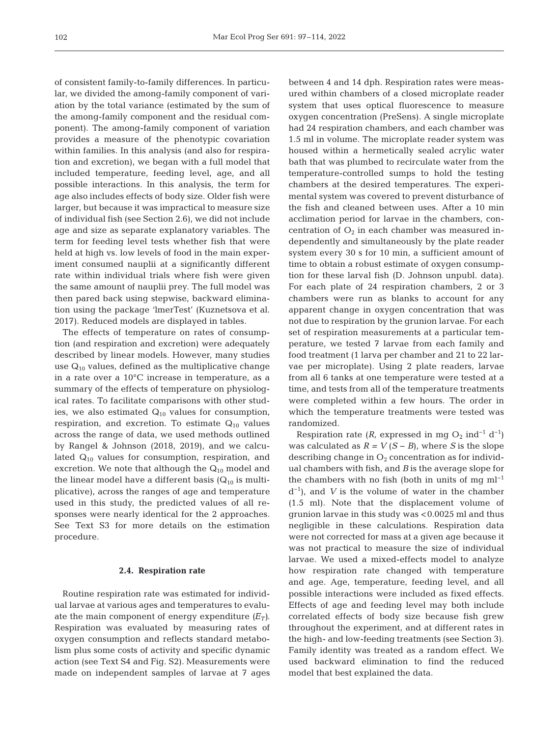of consistent family-to-family differences. In particular, we divided the among-family component of variation by the total variance (estimated by the sum of the among-family component and the residual component). The among-family component of variation provides a measure of the phenotypic covariation within families. In this analysis (and also for respiration and excretion), we began with a full model that included temperature, feeding level, age, and all possible interactions. In this analysis, the term for age also includes effects of body size. Older fish were larger, but because it was impractical to measure size of individual fish (see Section 2.6), we did not include age and size as separate explanatory variables. The term for feeding level tests whether fish that were held at high vs. low levels of food in the main experiment consumed nauplii at a significantly different rate within individual trials where fish were given the same amount of nauplii prey. The full model was then pared back using stepwise, backward elimination using the package 'lmerTest' (Kuznetsova et al. 2017). Reduced models are displayed in tables.

The effects of temperature on rates of consumption (and respiration and excretion) were adequately described by linear models. However, many studies use $Q_{10}$ values, defined as the multiplicative change in a rate over a 10°C increase in temperature, as a summary of the effects of temperature on physiological rates. To facilitate comparisons with other studies, we also estimated $Q_{10}$ values for consumption, respiration, and excretion. To estimate $Q_{10}$ values across the range of data, we used methods outlined by Rangel & Johnson (2018, 2019), and we calculated $Q_{10}$ values for consumption, respiration, and excretion. We note that although the $Q_{10}$ model and the linear model have a different basis ($Q_{10}$ is multiplicative), across the ranges of age and temperature used in this study, the predicted values of all responses were nearly identical for the 2 approaches. See Text S3 for more details on the estimation procedure.

### 2.4. Respiration rate

Routine respiration rate was estimated for individual larvae at various ages and temperatures to evaluate the main component of energy expenditure ($E_T$). Respiration was evaluated by measuring rates of oxygen consumption and reflects standard metabolism plus some costs of activity and specific dynamic action (see Text S4 and Fig. S2). Measurements were made on independent samples of larvae at 7 ages between 4 and 14 dph. Respiration rates were measured within chambers of a closed microplate reader system that uses optical fluorescence to measure oxygen concentration (PreSens). A single microplate had 24 respiration chambers, and each chamber was 1.5 ml in volume. The microplate reader system was housed within a hermetically sealed acrylic water bath that was plumbed to recirculate water from the temperature-controlled sumps to hold the testing chambers at the desired temperatures. The experimental system was covered to prevent disturbance of the fish and cleaned between uses. After a 10 min acclimation period for larvae in the chambers, concentration of $O_2$ in each chamber was measured independently and simultaneously by the plate reader system every 30 s for 10 min, a sufficient amount of time to obtain a robust estimate of oxygen consumption for these larval fish (D. Johnson unpubl. data). For each plate of 24 respiration chambers, 2 or 3 chambers were run as blanks to account for any apparent change in oxygen concentration that was not due to respiration by the grunion larvae. For each set of respiration measurements at a particular temperature, we tested 7 larvae from each family and food treatment (1 larva per chamber and 21 to 22 larvae per microplate). Using 2 plate readers, larvae from all 6 tanks at one temperature were tested at a time, and tests from all of the temperature treatments were completed within a few hours. The order in which the temperature treatments were tested was randomized.

Respiration rate ($R$, expressed in mg $O_2$ ind$^{-1}$ d$^{-1}$) was calculated as $R = V(S - B)$, where $S$ is the slope describing change in $O_2$ concentration as for individual chambers with fish, and $B$ is the average slope for the chambers with no fish (both in units of mg ml$^{-1}$ d$^{-1}$), and $V$ is the volume of water in the chamber (1.5 ml). Note that the displacement volume of grunion larvae in this study was <0.0025 ml and thus negligible in these calculations. Respiration data were not corrected for mass at a given age because it was not practical to measure the size of individual larvae. We used a mixed-effects model to analyze how respiration rate changed with temperature and age. Age, temperature, feeding level, and all possible interactions were included as fixed effects. Effects of age and feeding level may both include correlated effects of body size because fish grew throughout the experiment, and at different rates in the high- and low-feeding treatments (see Section 3). Family identity was treated as a random effect. We used backward elimination to find the reduced model that best explained the data.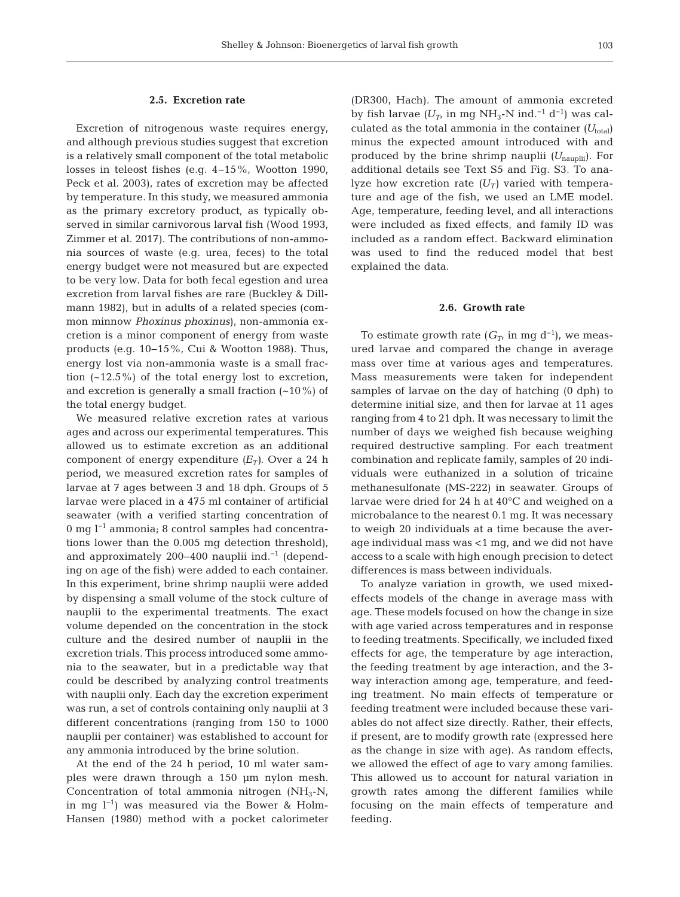### 2.5. Excretion rate

Excretion of nitrogenous waste requires energy, and although previous studies suggest that excretion is a relatively small component of the total metabolic losses in teleost fishes (e.g. 4–15%, Wootton 1990, Peck et al. 2003), rates of excretion may be affected by temperature. In this study, we measured ammonia as the primary excretory product, as typically observed in similar carnivorous larval fish (Wood 1993, Zimmer et al. 2017). The contributions of non-ammonia sources of waste (e.g. urea, feces) to the total energy budget were not measured but are expected to be very low. Data for both fecal egestion and urea excretion from larval fishes are rare (Buckley & Dillmann 1982), but in adults of a related species (common minnow *Phoxinus phoxinus*), non-ammonia excretion is a minor component of energy from waste products (e.g. 10–15%, Cui & Wootton 1988). Thus, energy lost via non-ammonia waste is a small fraction (~12.5%) of the total energy lost to excretion, and excretion is generally a small fraction (~10%) of the total energy budget.

We measured relative excretion rates at various ages and across our experimental temperatures. This allowed us to estimate excretion as an additional component of energy expenditure ($E_T$). Over a 24 h period, we measured excretion rates for samples of larvae at 7 ages between 3 and 18 dph. Groups of 5 larvae were placed in a 475 ml container of artificial seawater (with a verified starting concentration of 0 mg $l^{-1}$ ammonia; 8 control samples had concentrations lower than the 0.005 mg detection threshold), and approximately 200–400 nauplii ind.$^{-1}$ (depending on age of the fish) were added to each container. In this experiment, brine shrimp nauplii were added by dispensing a small volume of the stock culture of nauplii to the experimental treatments. The exact volume depended on the concentration in the stock culture and the desired number of nauplii in the excretion trials. This process introduced some ammonia to the seawater, but in a predictable way that could be described by analyzing control treatments with nauplii only. Each day the excretion experiment was run, a set of controls containing only nauplii at 3 different concentrations (ranging from 150 to 1000 nauplii per container) was established to account for any ammonia introduced by the brine solution.

At the end of the 24 h period, 10 ml water samples were drawn through a 150 µm nylon mesh. Concentration of total ammonia nitrogen ($NH_3$-N, in mg $l^{-1}$) was measured via the Bower & Holm-Hansen (1980) method with a pocket calorimeter (DR300, Hach). The amount of ammonia excreted by fish larvae ($U_T$, in mg $NH_3$-N ind.$^{-1}$ d$^{-1}$) was calculated as the total ammonia in the container ($U_{total}$) minus the expected amount introduced with and produced by the brine shrimp nauplii ($U_{nauplii}$). For additional details see Text S5 and Fig. S3. To analyze how excretion rate ($U_T$) varied with temperature and age of the fish, we used an LME model. Age, temperature, feeding level, and all interactions were included as fixed effects, and family ID was included as a random effect. Backward elimination was used to find the reduced model that best explained the data.

### 2.6. Growth rate

To estimate growth rate ($G_T$, in mg d$^{-1}$), we measured larvae and compared the change in average mass over time at various ages and temperatures. Mass measurements were taken for independent samples of larvae on the day of hatching (0 dph) to determine initial size, and then for larvae at 11 ages ranging from 4 to 21 dph. It was necessary to limit the number of days we weighed fish because weighing required destructive sampling. For each treatment combination and replicate family, samples of 20 individuals were euthanized in a solution of tricaine methanesulfonate (MS-222) in seawater. Groups of larvae were dried for 24 h at 40°C and weighed on a microbalance to the nearest 0.1 mg. It was necessary to weigh 20 individuals at a time because the average individual mass was <1 mg, and we did not have access to a scale with high enough precision to detect differences is mass between individuals.

To analyze variation in growth, we used mixed-effects models of the change in average mass with age. These models focused on how the change in size with age varied across temperatures and in response to feeding treatments. Specifically, we included fixed effects for age, the temperature by age interaction, the feeding treatment by age interaction, and the 3-way interaction among age, temperature, and feeding treatment. No main effects of temperature or feeding treatment were included because these variables do not affect size directly. Rather, their effects, if present, are to modify growth rate (expressed here as the change in size with age). As random effects, we allowed the effect of age to vary among families. This allowed us to account for natural variation in growth rates among the different families while focusing on the main effects of temperature and feeding.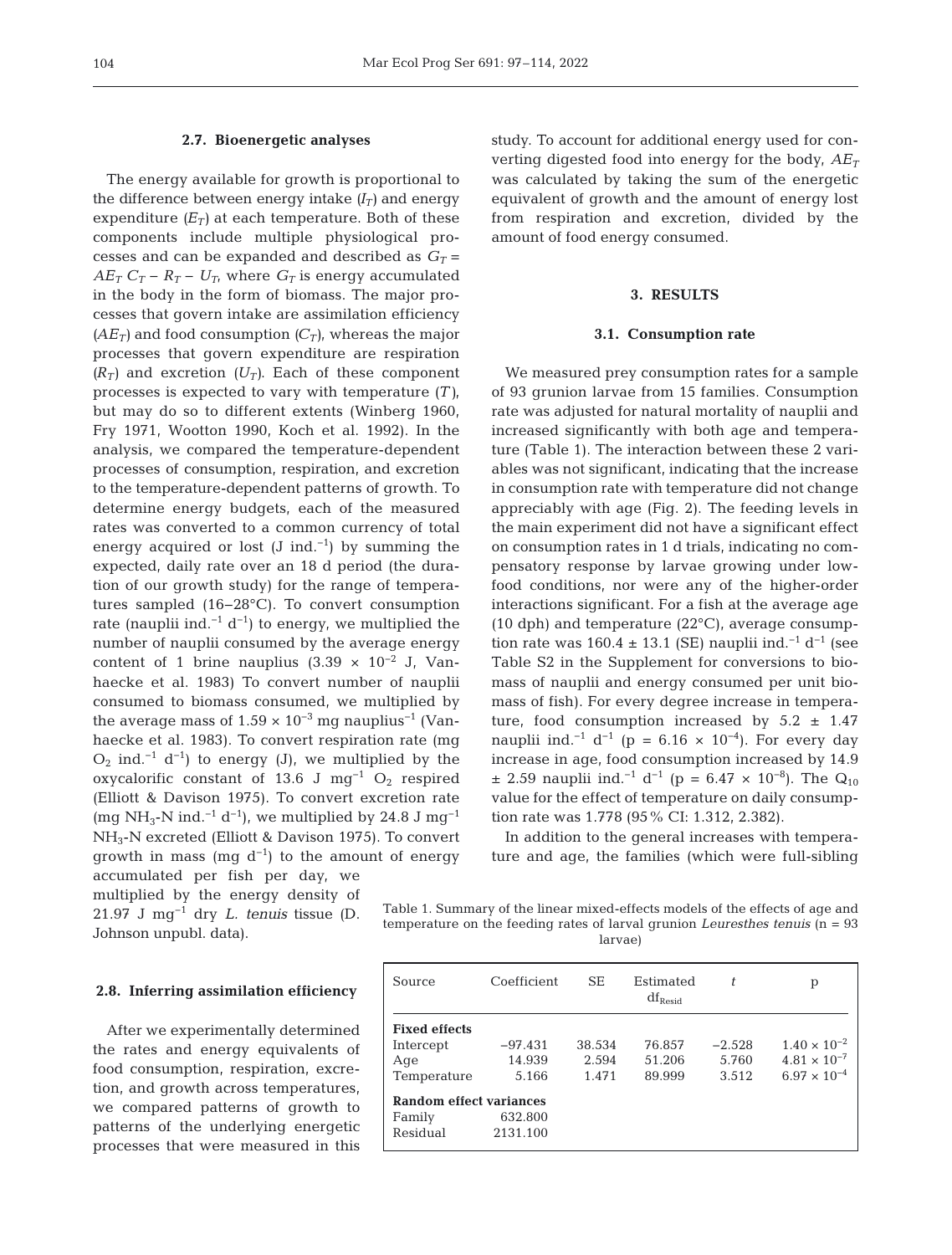### 2.7. Bioenergetic analyses

The energy available for growth is proportional to the difference between energy intake ($I_T$) and energy expenditure ($E_T$) at each temperature. Both of these components include multiple physiological processes and can be expanded and described as $G_T = AE_T\ C_T - R_T - U_T$, where $G_T$ is energy accumulated in the body in the form of biomass. The major processes that govern intake are assimilation efficiency ($AE_T$) and food consumption ($C_T$), whereas the major processes that govern expenditure are respiration ($R_T$) and excretion ($U_T$). Each of these component processes is expected to vary with temperature ($T$), but may do so to different extents (Winberg 1960, Fry 1971, Wootton 1990, Koch et al. 1992). In the analysis, we compared the temperature-dependent processes of consumption, respiration, and excretion to the temperature-dependent patterns of growth. To determine energy budgets, each of the measured rates was converted to a common currency of total energy acquired or lost (J ind.$^{-1}$) by summing the expected, daily rate over an 18 d period (the duration of our growth study) for the range of temperatures sampled (16–28°C). To convert consumption rate (nauplii ind.$^{-1}$ d$^{-1}$) to energy, we multiplied the number of nauplii consumed by the average energy content of 1 brine nauplius ($3.39 \times 10^{-2}$ J, Vanhaecke et al. 1983) To convert number of nauplii consumed to biomass consumed, we multiplied by the average mass of $1.59 \times 10^{-3}$ mg nauplius$^{-1}$ (Vanhaecke et al. 1983). To convert respiration rate (mg $O_2$ ind.$^{-1}$ d$^{-1}$) to energy (J), we multiplied by the oxycalorific constant of 13.6 J mg$^{-1}$ $O_2$ respired (Elliott & Davison 1975). To convert excretion rate (mg $NH_3$-N ind.$^{-1}$ d$^{-1}$), we multiplied by 24.8 J mg$^{-1}$ $NH_3$-N excreted (Elliott & Davison 1975). To convert growth in mass (mg d$^{-1}$) to the amount of energy accumulated per fish per day, we multiplied by the energy density of 21.97 J mg$^{-1}$ dry *L. tenuis* tissue (D. Johnson unpubl. data).

### 2.8. Inferring assimilation efficiency

After we experimentally determined the rates and energy equivalents of food consumption, respiration, excretion, and growth across temperatures, we compared patterns of growth to patterns of the underlying energetic processes that were measured in this study. To account for additional energy used for converting digested food into energy for the body, $AE_T$ was calculated by taking the sum of the energetic equivalent of growth and the amount of energy lost from respiration and excretion, divided by the amount of food energy consumed.

## 3. RESULTS

### 3.1. Consumption rate

We measured prey consumption rates for a sample of 93 grunion larvae from 15 families. Consumption rate was adjusted for natural mortality of nauplii and increased significantly with both age and temperature (Table 1). The interaction between these 2 variables was not significant, indicating that the increase in consumption rate with temperature did not change appreciably with age (Fig. 2). The feeding levels in the main experiment did not have a significant effect on consumption rates in 1 d trials, indicating no compensatory response by larvae growing under low-food conditions, nor were any of the higher-order interactions significant. For a fish at the average age (10 dph) and temperature (22°C), average consumption rate was 160.4 ± 13.1 (SE) nauplii ind.$^{-1}$ d$^{-1}$ (see Table S2 in the Supplement for conversions to biomass of nauplii and energy consumed per unit biomass of fish). For every degree increase in temperature, food consumption increased by 5.2 ± 1.47 nauplii ind.$^{-1}$ d$^{-1}$ ($p = 6.16 \times 10^{-4}$). For every day increase in age, food consumption increased by 14.9 ± 2.59 nauplii ind.$^{-1}$ d$^{-1}$ ($p = 6.47 \times 10^{-8}$). The $Q_{10}$ value for the effect of temperature on daily consumption rate was 1.778 (95% CI: 1.312, 2.382).

In addition to the general increases with temperature and age, the families (which were full-sibling

Table 1. Summary of the linear mixed-effects models of the effects of age and temperature on the feeding rates of larval grunion *Leuresthes tenuis* (n = 93 larvae)

| Source | Coefficient | SE | Estimated $df_{Resid}$ | $t$ | p |
|---|---|---|---|---|---|
| **Fixed effects** | | | | | |
| Intercept | −97.431 | 38.534 | 76.857 | −2.528 | $1.40 \times 10^{-2}$ |
| Age | 14.939 | 2.594 | 51.206 | 5.760 | $4.81 \times 10^{-7}$ |
| Temperature | 5.166 | 1.471 | 89.999 | 3.512 | $6.97 \times 10^{-4}$ |
| **Random effect variances** | | | | | |
| Family | 632.800 | | | | |
| Residual | 2131.100 | | | | |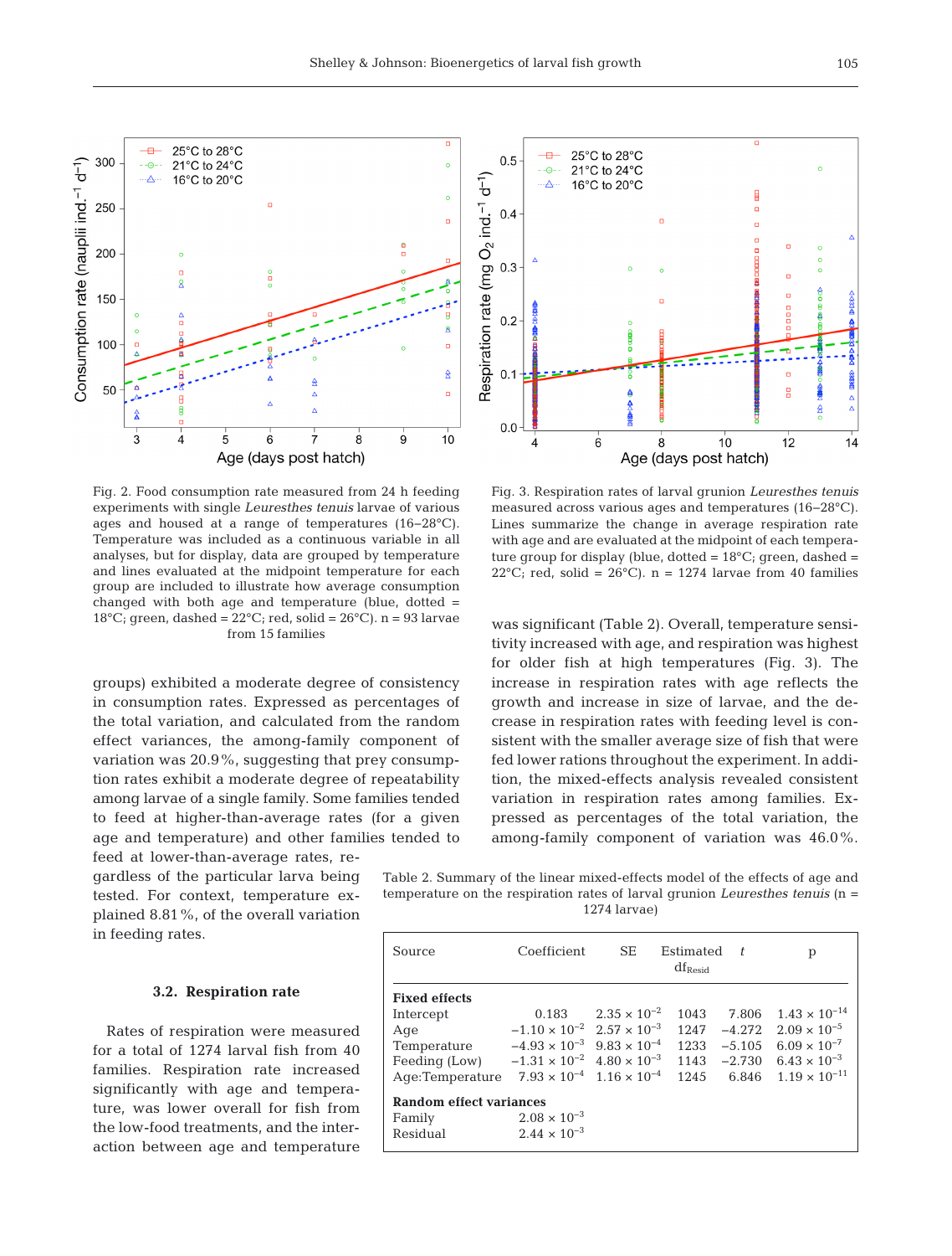Fig. 2. Food consumption rate measured from 24 h feeding experiments with single *Leuresthes tenuis* larvae of various ages and housed at a range of temperatures (16–28°C). Temperature was included as a continuous variable in all analyses, but for display, data are grouped by temperature and lines evaluated at the midpoint temperature for each group are included to illustrate how average consumption changed with both age and temperature (blue, dotted = 18°C; green, dashed = 22°C; red, solid = 26°C). n = 93 larvae from 15 families

Fig. 3. Respiration rates of larval grunion *Leuresthes tenuis* measured across various ages and temperatures (16–28°C). Lines summarize the change in average respiration rate with age and are evaluated at the midpoint of each temperature group for display (blue, dotted = 18°C; green, dashed = 22°C; red, solid = 26°C). n = 1274 larvae from 40 families

groups) exhibited a moderate degree of consistency in consumption rates. Expressed as percentages of the total variation, and calculated from the random effect variances, the among-family component of variation was 20.9%, suggesting that prey consumption rates exhibit a moderate degree of repeatability among larvae of a single family. Some families tended to feed at higher-than-average rates (for a given age and temperature) and other families tended to feed at lower-than-average rates, regardless of the particular larva being tested. For context, temperature explained 8.81%, of the overall variation in feeding rates.

### 3.2. Respiration rate

Rates of respiration were measured for a total of 1274 larval fish from 40 families. Respiration rate increased significantly with age and temperature, was lower overall for fish from the low-food treatments, and the interaction between age and temperature was significant (Table 2). Overall, temperature sensitivity increased with age, and respiration was highest for older fish at high temperatures (Fig. 3). The increase in respiration rates with age reflects the growth and increase in size of larvae, and the decrease in respiration rates with feeding level is consistent with the smaller average size of fish that were fed lower rations throughout the experiment. In addition, the mixed-effects analysis revealed consistent variation in respiration rates among families. Expressed as percentages of the total variation, the among-family component of variation was 46.0%.

Table 2. Summary of the linear mixed-effects model of the effects of age and temperature on the respiration rates of larval grunion *Leuresthes tenuis* (n = 1274 larvae)

| Source | Coefficient | SE | Estimated $df_{Resid}$ | $t$ | p |
|---|---|---|---|---|---|
| **Fixed effects** | | | | | |
| Intercept | 0.183 | $2.35 \times 10^{-2}$ | 1043 | 7.806 | $1.43 \times 10^{-14}$ |
| Age | $-1.10 \times 10^{-2}$ | $2.57 \times 10^{-3}$ | 1247 | −4.272 | $2.09 \times 10^{-5}$ |
| Temperature | $-4.93 \times 10^{-3}$ | $9.83 \times 10^{-4}$ | 1233 | −5.105 | $6.09 \times 10^{-7}$ |
| Feeding (Low) | $-1.31 \times 10^{-2}$ | $4.80 \times 10^{-3}$ | 1143 | −2.730 | $6.43 \times 10^{-3}$ |
| Age:Temperature | $7.93 \times 10^{-4}$ | $1.16 \times 10^{-4}$ | 1245 | 6.846 | $1.19 \times 10^{-11}$ |
| **Random effect variances** | | | | | |
| Family | $2.08 \times 10^{-3}$ | | | | |
| Residual | $2.44 \times 10^{-3}$ | | | | |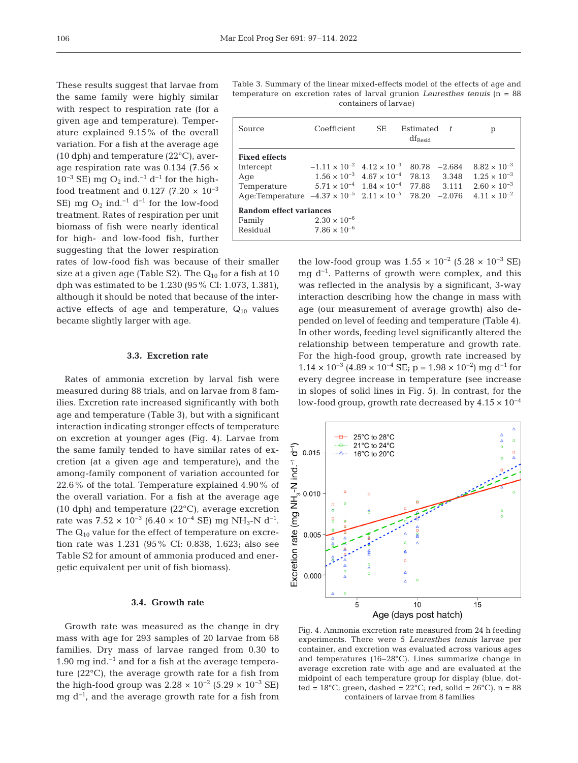These results suggest that larvae from the same family were highly similar with respect to respiration rate (for a given age and temperature). Temperature explained 9.15% of the overall variation. For a fish at the average age (10 dph) and temperature (22°C), average respiration rate was 0.134 ($7.56 \times 10^{-3}$ SE) mg $O_2$ ind.$^{-1}$ d$^{-1}$ for the high-food treatment and 0.127 ($7.20 \times 10^{-3}$ SE) mg $O_2$ ind.$^{-1}$ d$^{-1}$ for the low-food treatment. Rates of respiration per unit biomass of fish were nearly identical for high- and low-food fish, further suggesting that the lower respiration rates of low-food fish was because of their smaller size at a given age (Table S2). The $Q_{10}$ for a fish at 10 dph was estimated to be 1.230 (95% CI: 1.073, 1.381), although it should be noted that because of the interactive effects of age and temperature, $Q_{10}$ values became slightly larger with age.

Table 3. Summary of the linear mixed-effects model of the effects of age and temperature on excretion rates of larval grunion *Leuresthes tenuis* (n = 88 containers of larvae)

| Source | Coefficient | SE | Estimated $df_{Resid}$ | $t$ | p |
|---|---|---|---|---|---|
| **Fixed effects** | | | | | |
| Intercept | $-1.11 \times 10^{-2}$ | $4.12 \times 10^{-3}$ | 80.78 | −2.684 | $8.82 \times 10^{-3}$ |
| Age | $1.56 \times 10^{-3}$ | $4.67 \times 10^{-4}$ | 78.13 | 3.348 | $1.25 \times 10^{-3}$ |
| Temperature | $5.71 \times 10^{-4}$ | $1.84 \times 10^{-4}$ | 77.88 | 3.111 | $2.60 \times 10^{-3}$ |
| Age:Temperature | $-4.37 \times 10^{-5}$ | $2.11 \times 10^{-5}$ | 78.20 | −2.076 | $4.11 \times 10^{-2}$ |
| **Random effect variances** | | | | | |
| Family | $2.30 \times 10^{-6}$ | | | | |
| Residual | $7.86 \times 10^{-6}$ | | | | |

### 3.3. Excretion rate

Rates of ammonia excretion by larval fish were measured during 88 trials, and on larvae from 8 families. Excretion rate increased significantly with both age and temperature (Table 3), but with a significant interaction indicating stronger effects of temperature on excretion at younger ages (Fig. 4). Larvae from the same family tended to have similar rates of excretion (at a given age and temperature), and the among-family component of variation accounted for 22.6% of the total. Temperature explained 4.90% of the overall variation. For a fish at the average age (10 dph) and temperature (22°C), average excretion rate was $7.52 \times 10^{-3}$ ($6.40 \times 10^{-4}$ SE) mg $NH_3$-N d$^{-1}$. The $Q_{10}$ value for the effect of temperature on excretion rate was 1.231 (95% CI: 0.838, 1.623; also see Table S2 for amount of ammonia produced and energetic equivalent per unit of fish biomass).

### 3.4. Growth rate

Growth rate was measured as the change in dry mass with age for 293 samples of 20 larvae from 68 families. Dry mass of larvae ranged from 0.30 to 1.90 mg ind.$^{-1}$ and for a fish at the average temperature (22°C), the average growth rate for a fish from the high-food group was $2.28 \times 10^{-2}$ ($5.29 \times 10^{-3}$ SE) mg d$^{-1}$, and the average growth rate for a fish from the low-food group was $1.55 \times 10^{-2}$ ($5.28 \times 10^{-3}$ SE) mg d$^{-1}$. Patterns of growth were complex, and this was reflected in the analysis by a significant, 3-way interaction describing how the change in mass with age (our measurement of average growth) also depended on level of feeding and temperature (Table 4). In other words, feeding level significantly altered the relationship between temperature and growth rate. For the high-food group, growth rate increased by $1.14 \times 10^{-3}$ ($4.89 \times 10^{-4}$ SE; $p = 1.98 \times 10^{-2}$) mg d$^{-1}$ for every degree increase in temperature (see increase in slopes of solid lines in Fig. 5). In contrast, for the low-food group, growth rate decreased by $4.15 \times 10^{-4}$

Fig. 4. Ammonia excretion rate measured from 24 h feeding experiments. There were 5 *Leuresthes tenuis* larvae per container, and excretion was evaluated across various ages and temperatures (16–28°C). Lines summarize change in average excretion rate with age and are evaluated at the midpoint of each temperature group for display (blue, dotted = 18°C; green, dashed = 22°C; red, solid = 26°C). n = 88 containers of larvae from 8 families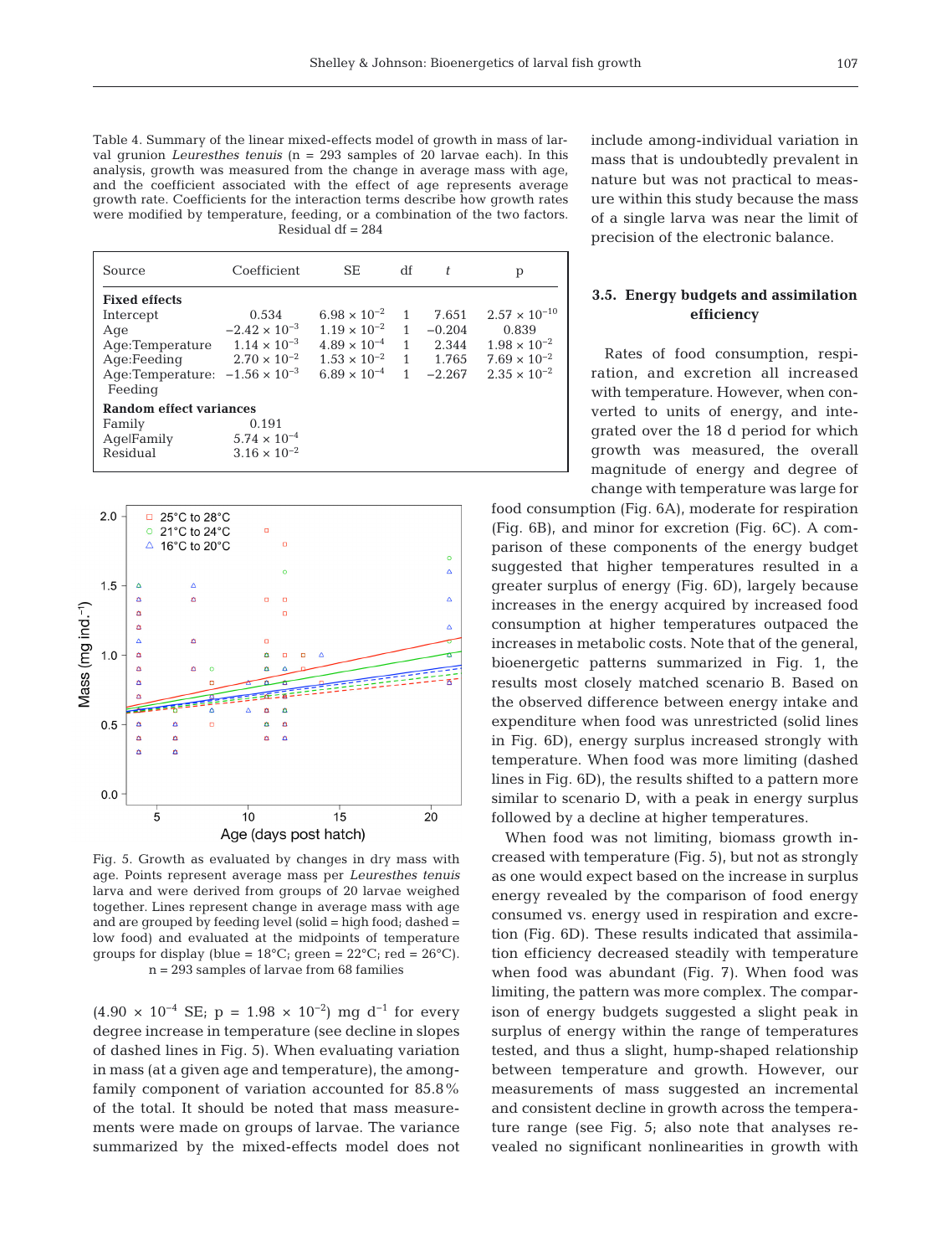Table 4. Summary of the linear mixed-effects model of growth in mass of larval grunion *Leuresthes tenuis* (n = 293 samples of 20 larvae each). In this analysis, growth was measured from the change in average mass with age, and the coefficient associated with the effect of age represents average growth rate. Coefficients for the interaction terms describe how growth rates were modified by temperature, feeding, or a combination of the two factors. Residual df = 284

| Source | Coefficient | SE | df | *t* | p |
|---|---|---|---|---|---|
| **Fixed effects** | | | | | |
| Intercept | 0.534 | $6.98 \times 10^{-2}$ | 1 | 7.651 | $2.57 \times 10^{-10}$ |
| Age | $-2.42 \times 10^{-3}$ | $1.19 \times 10^{-2}$ | 1 | −0.204 | 0.839 |
| Age:Temperature | $1.14 \times 10^{-3}$ | $4.89 \times 10^{-4}$ | 1 | 2.344 | $1.98 \times 10^{-2}$ |
| Age:Feeding | $2.70 \times 10^{-2}$ | $1.53 \times 10^{-2}$ | 1 | 1.765 | $7.69 \times 10^{-2}$ |
| Age:Temperature: Feeding | $-1.56 \times 10^{-3}$ | $6.89 \times 10^{-4}$ | 1 | −2.267 | $2.35 \times 10^{-2}$ |
| **Random effect variances** | | | | | |
| Family | 0.191 | | | | |
| Age\|Family | $5.74 \times 10^{-4}$ | | | | |
| Residual | $3.16 \times 10^{-2}$ | | | | |

Fig. 5. Growth as evaluated by changes in dry mass with age. Points represent average mass per *Leuresthes tenuis* larva and were derived from groups of 20 larvae weighed together. Lines represent change in average mass with age and are grouped by feeding level (solid = high food; dashed = low food) and evaluated at the midpoints of temperature groups for display (blue = 18°C; green = 22°C; red = 26°C). n = 293 samples of larvae from 68 families

($4.90 \times 10^{-4}$ SE; p = $1.98 \times 10^{-2}$) mg d$^{-1}$ for every degree increase in temperature (see decline in slopes of dashed lines in Fig. 5). When evaluating variation in mass (at a given age and temperature), the among-family component of variation accounted for 85.8% of the total. It should be noted that mass measurements were made on groups of larvae. The variance summarized by the mixed-effects model does not include among-individual variation in mass that is undoubtedly prevalent in nature but was not practical to measure within this study because the mass of a single larva was near the limit of precision of the electronic balance.

### 3.5. Energy budgets and assimilation efficiency

Rates of food consumption, respiration, and excretion all increased with temperature. However, when converted to units of energy, and integrated over the 18 d period for which growth was measured, the overall magnitude of energy and degree of change with temperature was large for food consumption (Fig. 6A), moderate for respiration (Fig. 6B), and minor for excretion (Fig. 6C). A comparison of these components of the energy budget suggested that higher temperatures resulted in a greater surplus of energy (Fig. 6D), largely because increases in the energy acquired by increased food consumption at higher temperatures outpaced the increases in metabolic costs. Note that of the general, bioenergetic patterns summarized in Fig. 1, the results most closely matched scenario B. Based on the observed difference between energy intake and expenditure when food was unrestricted (solid lines in Fig. 6D), energy surplus increased strongly with temperature. When food was more limiting (dashed lines in Fig. 6D), the results shifted to a pattern more similar to scenario D, with a peak in energy surplus followed by a decline at higher temperatures.

When food was not limiting, biomass growth increased with temperature (Fig. 5), but not as strongly as one would expect based on the increase in surplus energy revealed by the comparison of food energy consumed vs. energy used in respiration and excretion (Fig. 6D). These results indicated that assimilation efficiency decreased steadily with temperature when food was abundant (Fig. 7). When food was limiting, the pattern was more complex. The comparison of energy budgets suggested a slight peak in surplus of energy within the range of temperatures tested, and thus a slight, hump-shaped relationship between temperature and growth. However, our measurements of mass suggested an incremental and consistent decline in growth across the temperature range (see Fig. 5; also note that analyses revealed no significant nonlinearities in growth with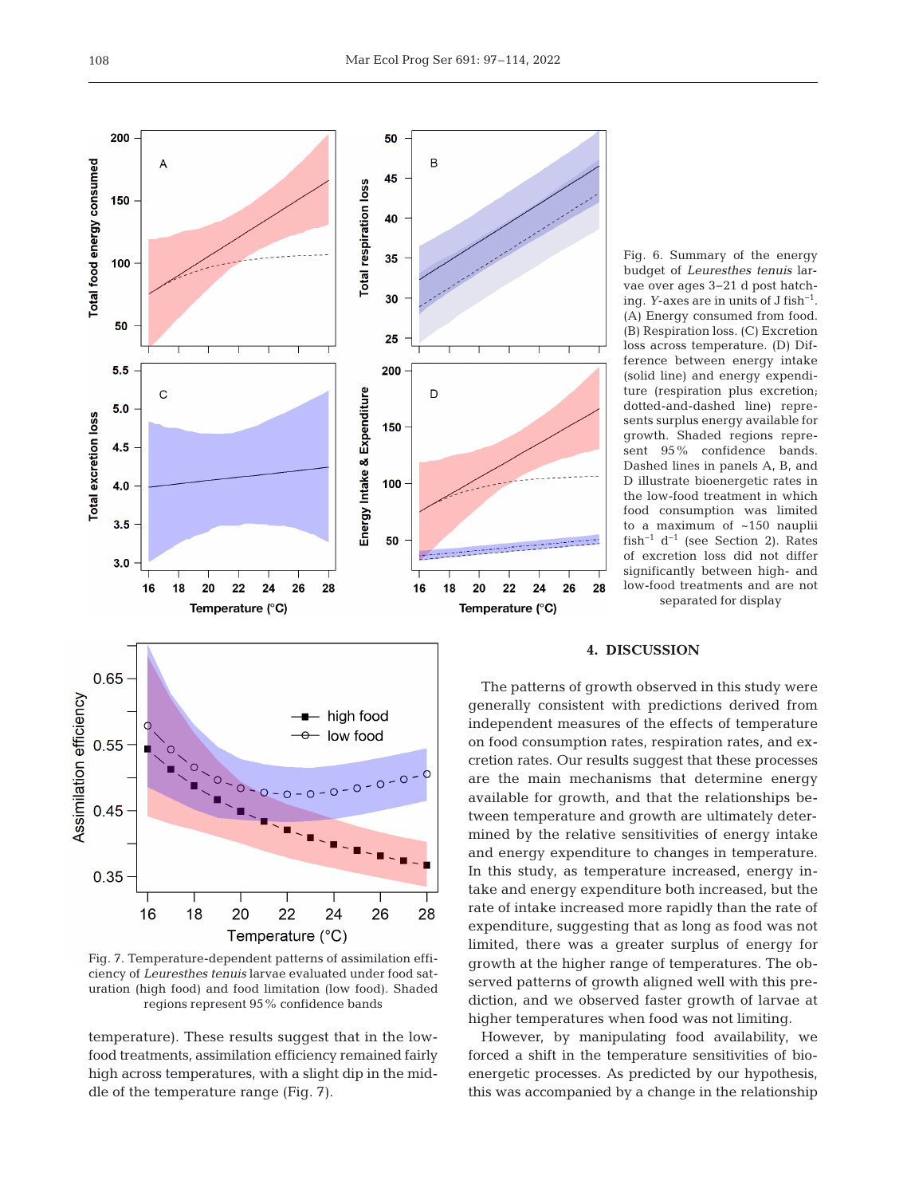Fig. 6. Summary of the energy budget of *Leuresthes tenuis* larvae over ages 3–21 d post hatching. *Y*-axes are in units of J fish$^{-1}$. (A) Energy consumed from food. (B) Respiration loss. (C) Excretion loss across temperature. (D) Difference between energy intake (solid line) and energy expenditure (respiration plus excretion; dotted-and-dashed line) represents surplus energy available for growth. Shaded regions represent 95% confidence bands. Dashed lines in panels A, B, and D illustrate bioenergetic rates in the low-food treatment in which food consumption was limited to a maximum of ~150 nauplii fish$^{-1}$ d$^{-1}$ (see Section 2). Rates of excretion loss did not differ significantly between high- and low-food treatments and are not separated for display

Fig. 7. Temperature-dependent patterns of assimilation efficiency of *Leuresthes tenuis* larvae evaluated under food saturation (high food) and food limitation (low food). Shaded regions represent 95% confidence bands

temperature). These results suggest that in the low-food treatments, assimilation efficiency remained fairly high across temperatures, with a slight dip in the middle of the temperature range (Fig. 7).

## 4. DISCUSSION

The patterns of growth observed in this study were generally consistent with predictions derived from independent measures of the effects of temperature on food consumption rates, respiration rates, and excretion rates. Our results suggest that these processes are the main mechanisms that determine energy available for growth, and that the relationships between temperature and growth are ultimately determined by the relative sensitivities of energy intake and energy expenditure to changes in temperature. In this study, as temperature increased, energy intake and energy expenditure both increased, but the rate of intake increased more rapidly than the rate of expenditure, suggesting that as long as food was not limited, there was a greater surplus of energy for growth at the higher range of temperatures. The observed patterns of growth aligned well with this prediction, and we observed faster growth of larvae at higher temperatures when food was not limiting.

However, by manipulating food availability, we forced a shift in the temperature sensitivities of bioenergetic processes. As predicted by our hypothesis, this was accompanied by a change in the relationship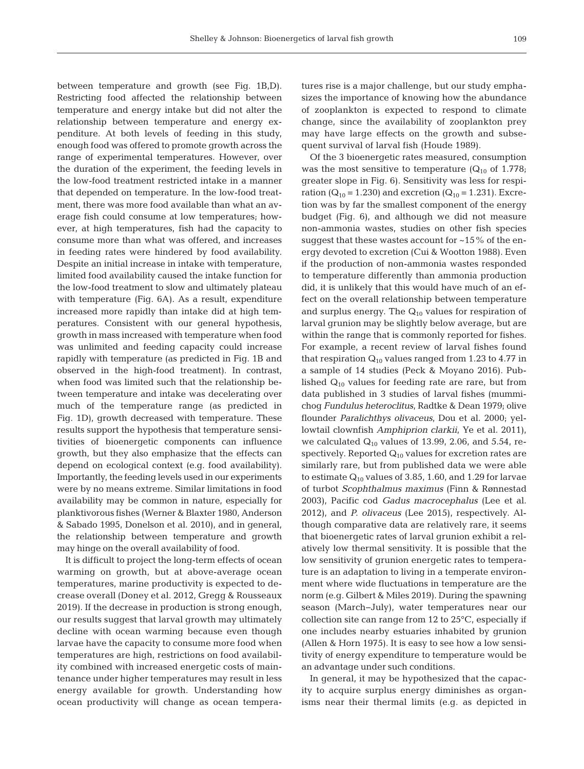between temperature and growth (see Fig. 1B,D). Restricting food affected the relationship between temperature and energy intake but did not alter the relationship between temperature and energy expenditure. At both levels of feeding in this study, enough food was offered to promote growth across the range of experimental temperatures. However, over the duration of the experiment, the feeding levels in the low-food treatment restricted intake in a manner that depended on temperature. In the low-food treatment, there was more food available than what an average fish could consume at low temperatures; however, at high temperatures, fish had the capacity to consume more than what was offered, and increases in feeding rates were hindered by food availability. Despite an initial increase in intake with temperature, limited food availability caused the intake function for the low-food treatment to slow and ultimately plateau with temperature (Fig. 6A). As a result, expenditure increased more rapidly than intake did at high temperatures. Consistent with our general hypothesis, growth in mass increased with temperature when food was unlimited and feeding capacity could increase rapidly with temperature (as predicted in Fig. 1B and observed in the high-food treatment). In contrast, when food was limited such that the relationship between temperature and intake was decelerating over much of the temperature range (as predicted in Fig. 1D), growth decreased with temperature. These results support the hypothesis that temperature sensitivities of bioenergetic components can influence growth, but they also emphasize that the effects can depend on ecological context (e.g. food availability). Importantly, the feeding levels used in our experiments were by no means extreme. Similar limitations in food availability may be common in nature, especially for planktivorous fishes (Werner & Blaxter 1980, Anderson & Sabado 1995, Donelson et al. 2010), and in general, the relationship between temperature and growth may hinge on the overall availability of food.

It is difficult to project the long-term effects of ocean warming on growth, but at above-average ocean temperatures, marine productivity is expected to decrease overall (Doney et al. 2012, Gregg & Rousseaux 2019). If the decrease in production is strong enough, our results suggest that larval growth may ultimately decline with ocean warming because even though larvae have the capacity to consume more food when temperatures are high, restrictions on food availability combined with increased energetic costs of maintenance under higher temperatures may result in less energy available for growth. Understanding how ocean productivity will change as ocean temperatures rise is a major challenge, but our study emphasizes the importance of knowing how the abundance of zooplankton is expected to respond to climate change, since the availability of zooplankton prey may have large effects on the growth and subsequent survival of larval fish (Houde 1989).

Of the 3 bioenergetic rates measured, consumption was the most sensitive to temperature ($Q_{10}$ of 1.778; greater slope in Fig. 6). Sensitivity was less for respiration ($Q_{10}$ = 1.230) and excretion ($Q_{10}$ = 1.231). Excretion was by far the smallest component of the energy budget (Fig. 6), and although we did not measure non-ammonia wastes, studies on other fish species suggest that these wastes account for ~15% of the energy devoted to excretion (Cui & Wootton 1988). Even if the production of non-ammonia wastes responded to temperature differently than ammonia production did, it is unlikely that this would have much of an effect on the overall relationship between temperature and surplus energy. The $Q_{10}$ values for respiration of larval grunion may be slightly below average, but are within the range that is commonly reported for fishes. For example, a recent review of larval fishes found that respiration $Q_{10}$ values ranged from 1.23 to 4.77 in a sample of 14 studies (Peck & Moyano 2016). Published $Q_{10}$ values for feeding rate are rare, but from data published in 3 studies of larval fishes (mummichog *Fundulus heteroclitus*, Radtke & Dean 1979; olive flounder *Paralichthys olivaceus*, Dou et al. 2000; yellowtail clownfish *Amphiprion clarkii*, Ye et al. 2011), we calculated $Q_{10}$ values of 13.99, 2.06, and 5.54, respectively. Reported $Q_{10}$ values for excretion rates are similarly rare, but from published data we were able to estimate $Q_{10}$ values of 3.85, 1.60, and 1.29 for larvae of turbot *Scophthalmus maximus* (Finn & Rønnestad 2003), Pacific cod *Gadus macrocephalus* (Lee et al. 2012), and *P. olivaceus* (Lee 2015), respectively. Although comparative data are relatively rare, it seems that bioenergetic rates of larval grunion exhibit a relatively low thermal sensitivity. It is possible that the low sensitivity of grunion energetic rates to temperature is an adaptation to living in a temperate environment where wide fluctuations in temperature are the norm (e.g. Gilbert & Miles 2019). During the spawning season (March–July), water temperatures near our collection site can range from 12 to 25°C, especially if one includes nearby estuaries inhabited by grunion (Allen & Horn 1975). It is easy to see how a low sensitivity of energy expenditure to temperature would be an advantage under such conditions.

In general, it may be hypothesized that the capacity to acquire surplus energy diminishes as organisms near their thermal limits (e.g. as depicted in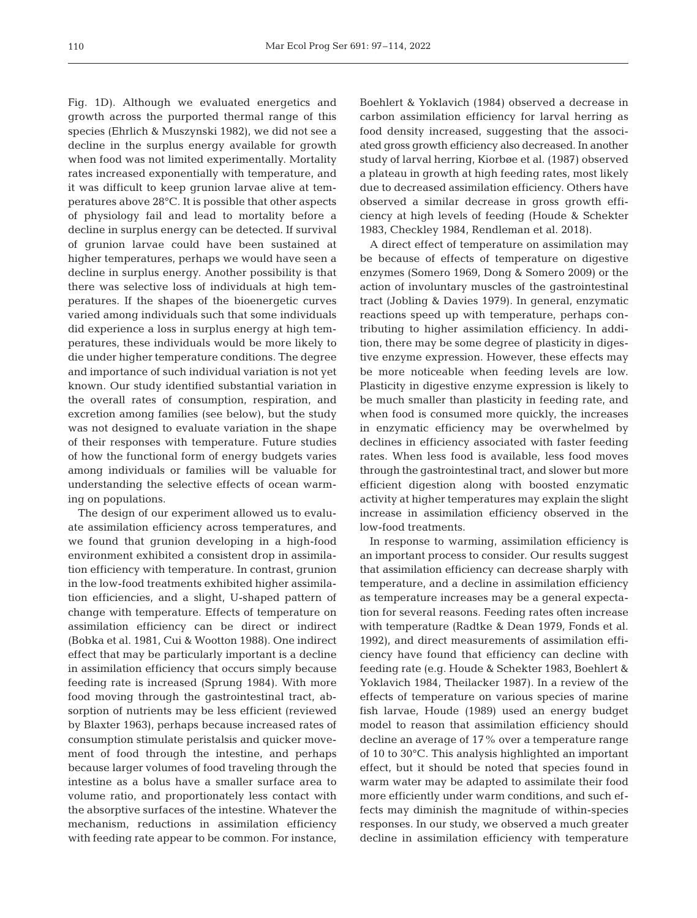Fig. 1D). Although we evaluated energetics and growth across the purported thermal range of this species (Ehrlich & Muszynski 1982), we did not see a decline in the surplus energy available for growth when food was not limited experimentally. Mortality rates increased exponentially with temperature, and it was difficult to keep grunion larvae alive at temperatures above 28°C. It is possible that other aspects of physiology fail and lead to mortality before a decline in surplus energy can be detected. If survival of grunion larvae could have been sustained at higher temperatures, perhaps we would have seen a decline in surplus energy. Another possibility is that there was selective loss of individuals at high temperatures. If the shapes of the bioenergetic curves varied among individuals such that some individuals did experience a loss in surplus energy at high temperatures, these individuals would be more likely to die under higher temperature conditions. The degree and importance of such individual variation is not yet known. Our study identified substantial variation in the overall rates of consumption, respiration, and excretion among families (see below), but the study was not designed to evaluate variation in the shape of their responses with temperature. Future studies of how the functional form of energy budgets varies among individuals or families will be valuable for understanding the selective effects of ocean warming on populations.

The design of our experiment allowed us to evaluate assimilation efficiency across temperatures, and we found that grunion developing in a high-food environment exhibited a consistent drop in assimilation efficiency with temperature. In contrast, grunion in the low-food treatments exhibited higher assimilation efficiencies, and a slight, U-shaped pattern of change with temperature. Effects of temperature on assimilation efficiency can be direct or indirect (Bobka et al. 1981, Cui & Wootton 1988). One indirect effect that may be particularly important is a decline in assimilation efficiency that occurs simply because feeding rate is increased (Sprung 1984). With more food moving through the gastrointestinal tract, absorption of nutrients may be less efficient (reviewed by Blaxter 1963), perhaps because increased rates of consumption stimulate peristalsis and quicker movement of food through the intestine, and perhaps because larger volumes of food traveling through the intestine as a bolus have a smaller surface area to volume ratio, and proportionately less contact with the absorptive surfaces of the intestine. Whatever the mechanism, reductions in assimilation efficiency with feeding rate appear to be common. For instance, Boehlert & Yoklavich (1984) observed a decrease in carbon assimilation efficiency for larval herring as food density increased, suggesting that the associated gross growth efficiency also decreased. In another study of larval herring, Kiorbøe et al. (1987) observed a plateau in growth at high feeding rates, most likely due to decreased assimilation efficiency. Others have observed a similar decrease in gross growth efficiency at high levels of feeding (Houde & Schekter 1983, Checkley 1984, Rendleman et al. 2018).

A direct effect of temperature on assimilation may be because of effects of temperature on digestive enzymes (Somero 1969, Dong & Somero 2009) or the action of involuntary muscles of the gastrointestinal tract (Jobling & Davies 1979). In general, enzymatic reactions speed up with temperature, perhaps contributing to higher assimilation efficiency. In addition, there may be some degree of plasticity in digestive enzyme expression. However, these effects may be more noticeable when feeding levels are low. Plasticity in digestive enzyme expression is likely to be much smaller than plasticity in feeding rate, and when food is consumed more quickly, the increases in enzymatic efficiency may be overwhelmed by declines in efficiency associated with faster feeding rates. When less food is available, less food moves through the gastrointestinal tract, and slower but more efficient digestion along with boosted enzymatic activity at higher temperatures may explain the slight increase in assimilation efficiency observed in the low-food treatments.

In response to warming, assimilation efficiency is an important process to consider. Our results suggest that assimilation efficiency can decrease sharply with temperature, and a decline in assimilation efficiency as temperature increases may be a general expectation for several reasons. Feeding rates often increase with temperature (Radtke & Dean 1979, Fonds et al. 1992), and direct measurements of assimilation efficiency have found that efficiency can decline with feeding rate (e.g. Houde & Schekter 1983, Boehlert & Yoklavich 1984, Theilacker 1987). In a review of the effects of temperature on various species of marine fish larvae, Houde (1989) used an energy budget model to reason that assimilation efficiency should decline an average of 17% over a temperature range of 10 to 30°C. This analysis highlighted an important effect, but it should be noted that species found in warm water may be adapted to assimilate their food more efficiently under warm conditions, and such effects may diminish the magnitude of within-species responses. In our study, we observed a much greater decline in assimilation efficiency with temperature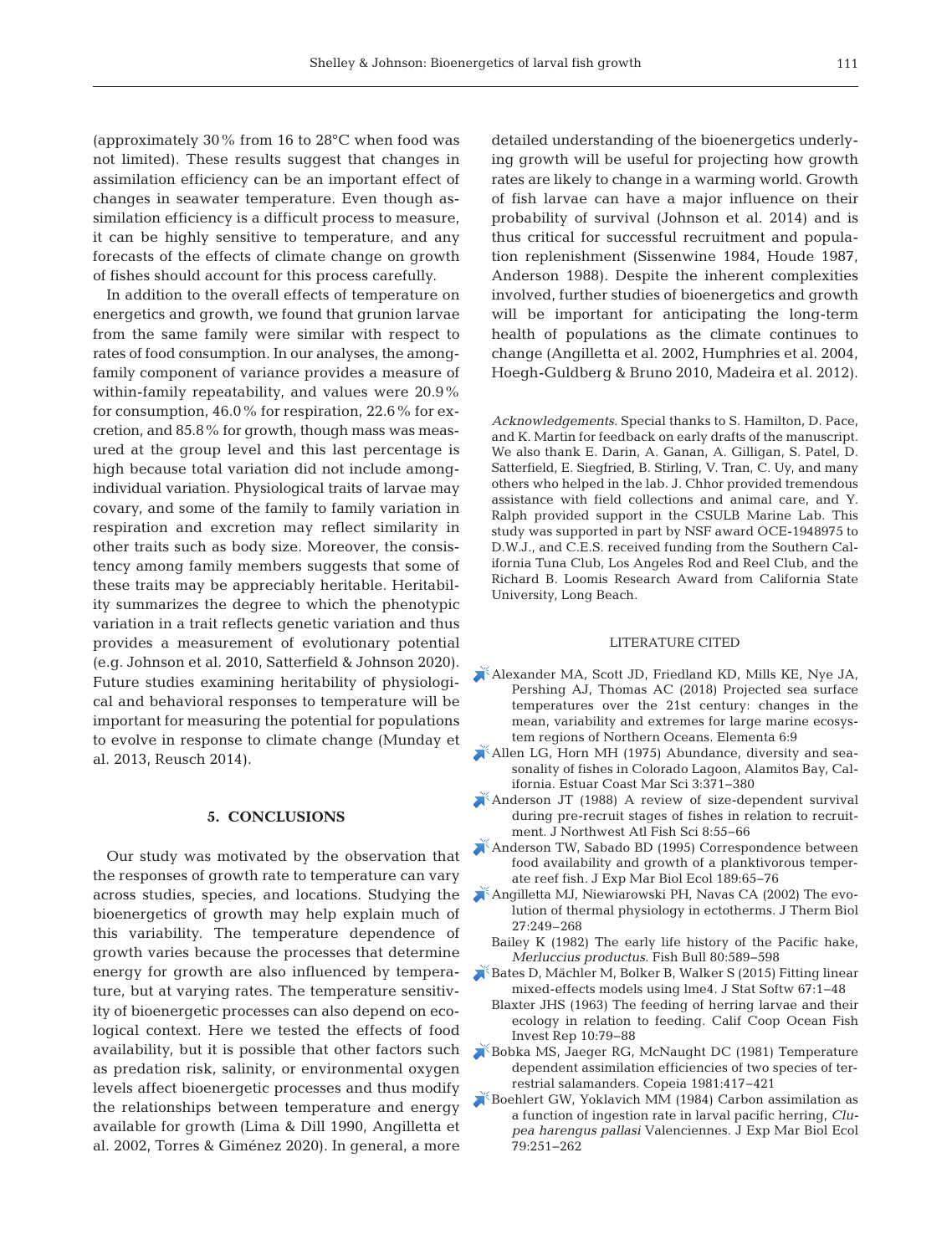(approximately 30% from 16 to 28°C when food was not limited). These results suggest that changes in assimilation efficiency can be an important effect of changes in seawater temperature. Even though assimilation efficiency is a difficult process to measure, it can be highly sensitive to temperature, and any forecasts of the effects of climate change on growth of fishes should account for this process carefully.

In addition to the overall effects of temperature on energetics and growth, we found that grunion larvae from the same family were similar with respect to rates of food consumption. In our analyses, the among-family component of variance provides a measure of within-family repeatability, and values were 20.9% for consumption, 46.0% for respiration, 22.6% for excretion, and 85.8% for growth, though mass was measured at the group level and this last percentage is high because total variation did not include among-individual variation. Physiological traits of larvae may covary, and some of the family to family variation in respiration and excretion may reflect similarity in other traits such as body size. Moreover, the consistency among family members suggests that some of these traits may be appreciably heritable. Heritability summarizes the degree to which the phenotypic variation in a trait reflects genetic variation and thus provides a measurement of evolutionary potential (e.g. Johnson et al. 2010, Satterfield & Johnson 2020). Future studies examining heritability of physiological and behavioral responses to temperature will be important for measuring the potential for populations to evolve in response to climate change (Munday et al. 2013, Reusch 2014).

## 5. CONCLUSIONS

Our study was motivated by the observation that the responses of growth rate to temperature can vary across studies, species, and locations. Studying the bioenergetics of growth may help explain much of this variability. The temperature dependence of growth varies because the processes that determine energy for growth are also influenced by temperature, but at varying rates. The temperature sensitivity of bioenergetic processes can also depend on ecological context. Here we tested the effects of food availability, but it is possible that other factors such as predation risk, salinity, or environmental oxygen levels affect bioenergetic processes and thus modify the relationships between temperature and energy available for growth (Lima & Dill 1990, Angilletta et al. 2002, Torres & Giménez 2020). In general, a more detailed understanding of the bioenergetics underlying growth will be useful for projecting how growth rates are likely to change in a warming world. Growth of fish larvae can have a major influence on their probability of survival (Johnson et al. 2014) and is thus critical for successful recruitment and population replenishment (Sissenwine 1984, Houde 1987, Anderson 1988). Despite the inherent complexities involved, further studies of bioenergetics and growth will be important for anticipating the long-term health of populations as the climate continues to change (Angilletta et al. 2002, Humphries et al. 2004, Hoegh-Guldberg & Bruno 2010, Madeira et al. 2012).

*Acknowledgements*. Special thanks to S. Hamilton, D. Pace, and K. Martin for feedback on early drafts of the manuscript. We also thank E. Darin, A. Ganan, A. Gilligan, S. Patel, D. Satterfield, E. Siegfried, B. Stirling, V. Tran, C. Uy, and many others who helped in the lab. J. Chhor provided tremendous assistance with field collections and animal care, and Y. Ralph provided support in the CSULB Marine Lab. This study was supported in part by NSF award OCE-1948975 to D.W.J., and C.E.S. received funding from the Southern California Tuna Club, Los Angeles Rod and Reel Club, and the Richard B. Loomis Research Award from California State University, Long Beach.

## LITERATURE CITED

- Alexander MA, Scott JD, Friedland KD, Mills KE, Nye JA, Pershing AJ, Thomas AC (2018) Projected sea surface temperatures over the 21st century: changes in the mean, variability and extremes for large marine ecosystem regions of Northern Oceans. Elementa 6:9
- Allen LG, Horn MH (1975) Abundance, diversity and seasonality of fishes in Colorado Lagoon, Alamitos Bay, California. Estuar Coast Mar Sci 3:371–380
- Anderson JT (1988) A review of size-dependent survival during pre-recruit stages of fishes in relation to recruitment. J Northwest Atl Fish Sci 8:55–66
- Anderson TW, Sabado BD (1995) Correspondence between food availability and growth of a planktivorous temperate reef fish. J Exp Mar Biol Ecol 189:65–76
- Angilletta MJ, Niewiarowski PH, Navas CA (2002) The evolution of thermal physiology in ectotherms. J Therm Biol 27:249–268
- Bailey K (1982) The early life history of the Pacific hake, *Merluccius productus.* Fish Bull 80:589–598
- Bates D, Mächler M, Bolker B, Walker S (2015) Fitting linear mixed-effects models using lme4. J Stat Softw 67:1–48
- Blaxter JHS (1963) The feeding of herring larvae and their ecology in relation to feeding. Calif Coop Ocean Fish Invest Rep 10:79–88
- Bobka MS, Jaeger RG, McNaught DC (1981) Temperature dependent assimilation efficiencies of two species of terrestrial salamanders. Copeia 1981:417–421
- Boehlert GW, Yoklavich MM (1984) Carbon assimilation as a function of ingestion rate in larval pacific herring, *Clupea harengus pallasi* Valenciennes. J Exp Mar Biol Ecol 79:251–262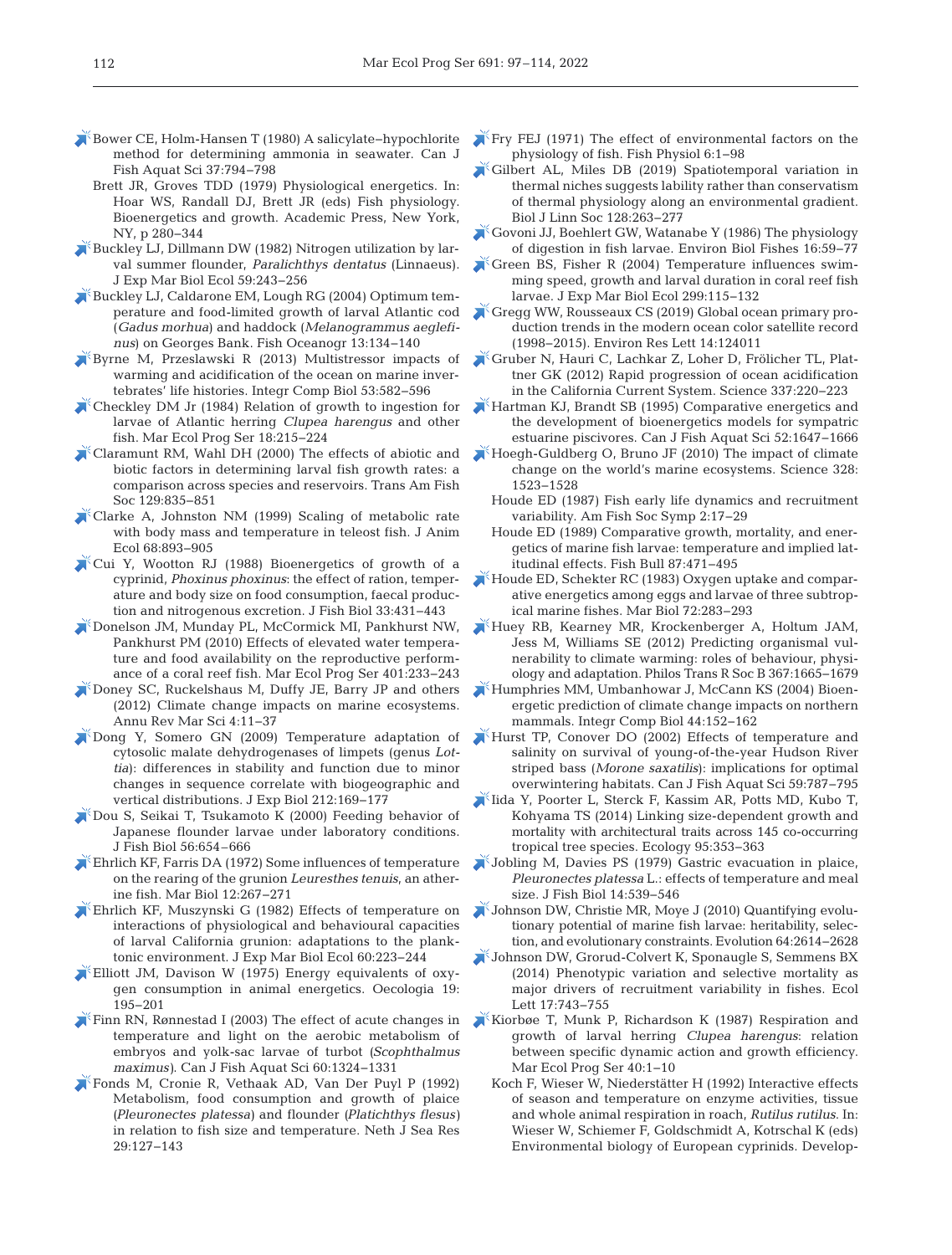Bower CE, Holm-Hansen T (1980) A salicylate–hypochlorite method for determining ammonia in seawater. Can J Fish Aquat Sci 37:794–798

Brett JR, Groves TDD (1979) Physiological energetics. In: Hoar WS, Randall DJ, Brett JR (eds) Fish physiology. Bioenergetics and growth. Academic Press, New York, NY, p 280–344

Buckley LJ, Dillmann DW (1982) Nitrogen utilization by larval summer flounder, *Paralichthys dentatus* (Linnaeus). J Exp Mar Biol Ecol 59:243–256

Buckley LJ, Caldarone EM, Lough RG (2004) Optimum temperature and food-limited growth of larval Atlantic cod (*Gadus morhua*) and haddock (*Melanogrammus aeglefinus*) on Georges Bank. Fish Oceanogr 13:134–140

Byrne M, Przeslawski R (2013) Multistressor impacts of warming and acidification of the ocean on marine invertebrates' life histories. Integr Comp Biol 53:582–596

Checkley DM Jr (1984) Relation of growth to ingestion for larvae of Atlantic herring *Clupea harengus* and other fish. Mar Ecol Prog Ser 18:215–224

Claramunt RM, Wahl DH (2000) The effects of abiotic and biotic factors in determining larval fish growth rates: a comparison across species and reservoirs. Trans Am Fish Soc 129:835–851

Clarke A, Johnston NM (1999) Scaling of metabolic rate with body mass and temperature in teleost fish. J Anim Ecol 68:893–905

Cui Y, Wootton RJ (1988) Bioenergetics of growth of a cyprinid, *Phoxinus phoxinus*: the effect of ration, temperature and body size on food consumption, faecal production and nitrogenous excretion. J Fish Biol 33:431–443

Donelson JM, Munday PL, McCormick MI, Pankhurst NW, Pankhurst PM (2010) Effects of elevated water temperature and food availability on the reproductive performance of a coral reef fish. Mar Ecol Prog Ser 401:233–243

Doney SC, Ruckelshaus M, Duffy JE, Barry JP and others (2012) Climate change impacts on marine ecosystems. Annu Rev Mar Sci 4:11–37

Dong Y, Somero GN (2009) Temperature adaptation of cytosolic malate dehydrogenases of limpets (genus *Lottia*): differences in stability and function due to minor changes in sequence correlate with biogeographic and vertical distributions. J Exp Biol 212:169–177

Dou S, Seikai T, Tsukamoto K (2000) Feeding behavior of Japanese flounder larvae under laboratory conditions. J Fish Biol 56:654–666

Ehrlich KF, Farris DA (1972) Some influences of temperature on the rearing of the grunion *Leuresthes tenuis*, an atherine fish. Mar Biol 12:267–271

Ehrlich KF, Muszynski G (1982) Effects of temperature on interactions of physiological and behavioural capacities of larval California grunion: adaptations to the planktonic environment. J Exp Mar Biol Ecol 60:223–244

Elliott JM, Davison W (1975) Energy equivalents of oxygen consumption in animal energetics. Oecologia 19:195–201

Finn RN, Rønnestad I (2003) The effect of acute changes in temperature and light on the aerobic metabolism of embryos and yolk-sac larvae of turbot (*Scophthalmus maximus*). Can J Fish Aquat Sci 60:1324–1331

Fonds M, Cronie R, Vethaak AD, Van Der Puyl P (1992) Metabolism, food consumption and growth of plaice (*Pleuronectes platessa*) and flounder (*Platichthys flesus*) in relation to fish size and temperature. Neth J Sea Res 29:127–143

Fry FEJ (1971) The effect of environmental factors on the physiology of fish. Fish Physiol 6:1–98

Gilbert AL, Miles DB (2019) Spatiotemporal variation in thermal niches suggests lability rather than conservatism of thermal physiology along an environmental gradient. Biol J Linn Soc 128:263–277

Govoni JJ, Boehlert GW, Watanabe Y (1986) The physiology of digestion in fish larvae. Environ Biol Fishes 16:59–77

Green BS, Fisher R (2004) Temperature influences swimming speed, growth and larval duration in coral reef fish larvae. J Exp Mar Biol Ecol 299:115–132

Gregg WW, Rousseaux CS (2019) Global ocean primary production trends in the modern ocean color satellite record (1998–2015). Environ Res Lett 14:124011

Gruber N, Hauri C, Lachkar Z, Loher D, Frölicher TL, Plattner GK (2012) Rapid progression of ocean acidification in the California Current System. Science 337:220–223

Hartman KJ, Brandt SB (1995) Comparative energetics and the development of bioenergetics models for sympatric estuarine piscivores. Can J Fish Aquat Sci 52:1647–1666

Hoegh-Guldberg O, Bruno JF (2010) The impact of climate change on the world's marine ecosystems. Science 328:1523–1528

Houde ED (1987) Fish early life dynamics and recruitment variability. Am Fish Soc Symp 2:17–29

Houde ED (1989) Comparative growth, mortality, and energetics of marine fish larvae: temperature and implied latitudinal effects. Fish Bull 87:471–495

Houde ED, Schekter RC (1983) Oxygen uptake and comparative energetics among eggs and larvae of three subtropical marine fishes. Mar Biol 72:283–293

Huey RB, Kearney MR, Krockenberger A, Holtum JAM, Jess M, Williams SE (2012) Predicting organismal vulnerability to climate warming: roles of behaviour, physiology and adaptation. Philos Trans R Soc B 367:1665–1679

Humphries MM, Umbanhowar J, McCann KS (2004) Bioenergetic prediction of climate change impacts on northern mammals. Integr Comp Biol 44:152–162

Hurst TP, Conover DO (2002) Effects of temperature and salinity on survival of young-of-the-year Hudson River striped bass (*Morone saxatilis*): implications for optimal overwintering habitats. Can J Fish Aquat Sci 59:787–795

Iida Y, Poorter L, Sterck F, Kassim AR, Potts MD, Kubo T, Kohyama TS (2014) Linking size-dependent growth and mortality with architectural traits across 145 co-occurring tropical tree species. Ecology 95:353–363

Jobling M, Davies PS (1979) Gastric evacuation in plaice, *Pleuronectes platessa* L.: effects of temperature and meal size. J Fish Biol 14:539–546

Johnson DW, Christie MR, Moye J (2010) Quantifying evolutionary potential of marine fish larvae: heritability, selection, and evolutionary constraints. Evolution 64:2614–2628

Johnson DW, Grorud-Colvert K, Sponaugle S, Semmens BX (2014) Phenotypic variation and selective mortality as major drivers of recruitment variability in fishes. Ecol Lett 17:743–755

Kiorbøe T, Munk P, Richardson K (1987) Respiration and growth of larval herring *Clupea harengus*: relation between specific dynamic action and growth efficiency. Mar Ecol Prog Ser 40:1–10

Koch F, Wieser W, Niederstätter H (1992) Interactive effects of season and temperature on enzyme activities, tissue and whole animal respiration in roach, *Rutilus rutilus*. In: Wieser W, Schiemer F, Goldschmidt A, Kotrschal K (eds) Environmental biology of European cyprinids. Develop-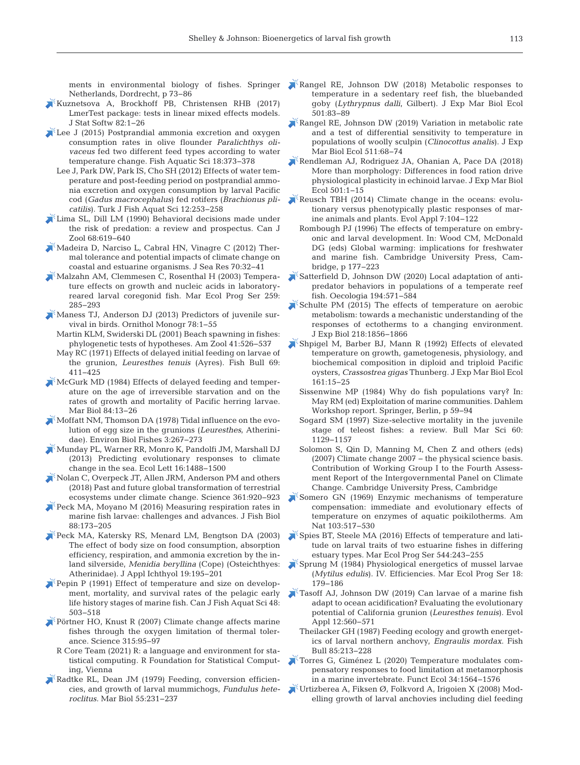ments in environmental biology of fishes. Springer Netherlands, Dordrecht, p 73–86

Kuznetsova A, Brockhoff PB, Christensen RHB (2017) LmerTest package: tests in linear mixed effects models. J Stat Softw 82:1–26

Lee J (2015) Postprandial ammonia excretion and oxygen consumption rates in olive flounder *Paralichthys olivaceus* fed two different feed types according to water temperature change. Fish Aquatic Sci 18:373–378

Lee J, Park DW, Park IS, Cho SH (2012) Effects of water temperature and post-feeding period on postprandial ammonia excretion and oxygen consumption by larval Pacific cod (*Gadus macrocephalus*) fed rotifers (*Brachionus plicatilis*). Turk J Fish Aquat Sci 12:253–258

Lima SL, Dill LM (1990) Behavioral decisions made under the risk of predation: a review and prospectus. Can J Zool 68:619–640

Madeira D, Narciso L, Cabral HN, Vinagre C (2012) Thermal tolerance and potential impacts of climate change on coastal and estuarine organisms. J Sea Res 70:32–41

Malzahn AM, Clemmesen C, Rosenthal H (2003) Temperature effects on growth and nucleic acids in laboratory-reared larval coregonid fish. Mar Ecol Prog Ser 259: 285–293

Maness TJ, Anderson DJ (2013) Predictors of juvenile survival in birds. Ornithol Monogr 78:1–55

Martin KLM, Swiderski DL (2001) Beach spawning in fishes: phylogenetic tests of hypotheses. Am Zool 41:526–537

May RC (1971) Effects of delayed initial feeding on larvae of the grunion, *Leuresthes tenuis* (Ayres). Fish Bull 69: 411–425

McGurk MD (1984) Effects of delayed feeding and temperature on the age of irreversible starvation and on the rates of growth and mortality of Pacific herring larvae. Mar Biol 84:13–26

Moffatt NM, Thomson DA (1978) Tidal influence on the evolution of egg size in the grunions (*Leuresthes*, Atherinidae). Environ Biol Fishes 3:267–273

Munday PL, Warner RR, Monro K, Pandolfi JM, Marshall DJ (2013) Predicting evolutionary responses to climate change in the sea. Ecol Lett 16:1488–1500

Nolan C, Overpeck JT, Allen JRM, Anderson PM and others (2018) Past and future global transformation of terrestrial ecosystems under climate change. Science 361:920–923

Peck MA, Moyano M (2016) Measuring respiration rates in marine fish larvae: challenges and advances. J Fish Biol 88:173–205

Peck MA, Katersky RS, Menard LM, Bengtson DA (2003) The effect of body size on food consumption, absorption efficiency, respiration, and ammonia excretion by the inland silverside, *Menidia beryllina* (Cope) (Osteichthyes: Atherinidae). J Appl Ichthyol 19:195–201

Pepin P (1991) Effect of temperature and size on development, mortality, and survival rates of the pelagic early life history stages of marine fish. Can J Fish Aquat Sci 48: 503–518

Pörtner HO, Knust R (2007) Climate change affects marine fishes through the oxygen limitation of thermal tolerance. Science 315:95–97

R Core Team (2021) R: a language and environment for statistical computing. R Foundation for Statistical Computing, Vienna

Radtke RL, Dean JM (1979) Feeding, conversion efficiencies, and growth of larval mummichogs, *Fundulus heteroclitus.* Mar Biol 55:231–237

Rangel RE, Johnson DW (2018) Metabolic responses to temperature in a sedentary reef fish, the bluebanded goby (*Lythrypnus dalli*, Gilbert). J Exp Mar Biol Ecol 501:83–89

Rangel RE, Johnson DW (2019) Variation in metabolic rate and a test of differential sensitivity to temperature in populations of woolly sculpin (*Clinocottus analis*). J Exp Mar Biol Ecol 511:68–74

Rendleman AJ, Rodriguez JA, Ohanian A, Pace DA (2018) More than morphology: Differences in food ration drive physiological plasticity in echinoid larvae. J Exp Mar Biol Ecol 501:1–15

Reusch TBH (2014) Climate change in the oceans: evolutionary versus phenotypically plastic responses of marine animals and plants. Evol Appl 7:104–122

Rombough PJ (1996) The effects of temperature on embryonic and larval development. In: Wood CM, McDonald DG (eds) Global warming: implications for freshwater and marine fish. Cambridge University Press, Cambridge, p 177–223

Satterfield D, Johnson DW (2020) Local adaptation of antipredator behaviors in populations of a temperate reef fish. Oecologia 194:571–584

Schulte PM (2015) The effects of temperature on aerobic metabolism: towards a mechanistic understanding of the responses of ectotherms to a changing environment. J Exp Biol 218:1856–1866

Shpigel M, Barber BJ, Mann R (1992) Effects of elevated temperature on growth, gametogenesis, physiology, and biochemical composition in diploid and triploid Pacific oysters, *Crassostrea gigas* Thunberg. J Exp Mar Biol Ecol 161:15–25

Sissenwine MP (1984) Why do fish populations vary? In: May RM (ed) Exploitation of marine communities. Dahlem Workshop report. Springer, Berlin, p 59–94

Sogard SM (1997) Size-selective mortality in the juvenile stage of teleost fishes: a review. Bull Mar Sci 60: 1129–1157

Solomon S, Qin D, Manning M, Chen Z and others (eds) (2007) Climate change 2007 – the physical science basis. Contribution of Working Group I to the Fourth Assessment Report of the Intergovernmental Panel on Climate Change. Cambridge University Press, Cambridge

Somero GN (1969) Enzymic mechanisms of temperature compensation: immediate and evolutionary effects of temperature on enzymes of aquatic poikilotherms. Am Nat 103:517–530

Spies BT, Steele MA (2016) Effects of temperature and latitude on larval traits of two estuarine fishes in differing estuary types. Mar Ecol Prog Ser 544:243–255

Sprung M (1984) Physiological energetics of mussel larvae (*Mytilus edulis*). IV. Efficiencies. Mar Ecol Prog Ser 18: 179–186

Tasoff AJ, Johnson DW (2019) Can larvae of a marine fish adapt to ocean acidification? Evaluating the evolutionary potential of California grunion (*Leuresthes tenuis*). Evol Appl 12:560–571

Theilacker GH (1987) Feeding ecology and growth energetics of larval northern anchovy, *Engraulis mordax*. Fish Bull 85:213–228

Torres G, Giménez L (2020) Temperature modulates compensatory responses to food limitation at metamorphosis in a marine invertebrate. Funct Ecol 34:1564–1576

Urtizberea A, Fiksen Ø, Folkvord A, Irigoien X (2008) Modelling growth of larval anchovies including diel feeding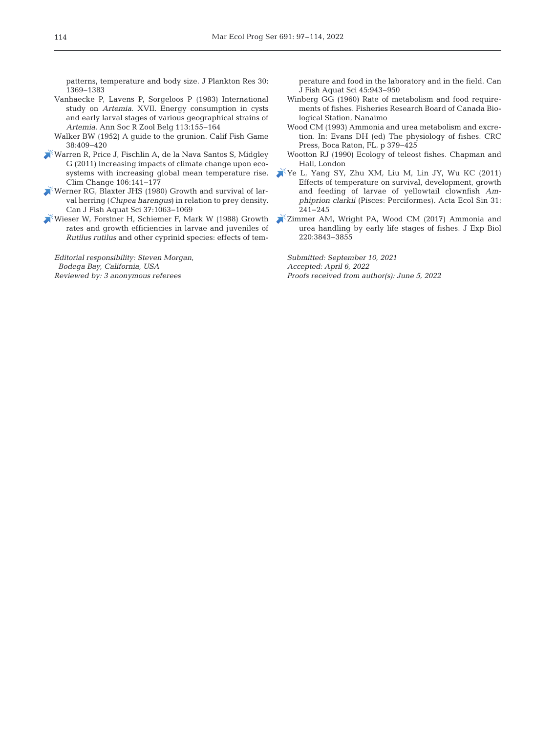patterns, temperature and body size. J Plankton Res 30: 1369–1383

Vanhaecke P, Lavens P, Sorgeloos P (1983) International study on *Artemia*. XVII. Energy consumption in cysts and early larval stages of various geographical strains of *Artemia*. Ann Soc R Zool Belg 113:155–164

Walker BW (1952) A guide to the grunion. Calif Fish Game 38:409–420

Warren R, Price J, Fischlin A, de la Nava Santos S, Midgley G (2011) Increasing impacts of climate change upon ecosystems with increasing global mean temperature rise. Clim Change 106:141–177

Werner RG, Blaxter JHS (1980) Growth and survival of larval herring (*Clupea harengus*) in relation to prey density. Can J Fish Aquat Sci 37:1063–1069

Wieser W, Forstner H, Schiemer F, Mark W (1988) Growth rates and growth efficiencies in larvae and juveniles of *Rutilus rutilus* and other cyprinid species: effects of temperature and food in the laboratory and in the field. Can J Fish Aquat Sci 45:943–950

Winberg GG (1960) Rate of metabolism and food requirements of fishes. Fisheries Research Board of Canada Biological Station, Nanaimo

Wood CM (1993) Ammonia and urea metabolism and excretion. In: Evans DH (ed) The physiology of fishes. CRC Press, Boca Raton, FL, p 379–425

Wootton RJ (1990) Ecology of teleost fishes. Chapman and Hall, London

Ye L, Yang SY, Zhu XM, Liu M, Lin JY, Wu KC (2011) Effects of temperature on survival, development, growth and feeding of larvae of yellowtail clownfish *Amphiprion clarkii* (Pisces: Perciformes). Acta Ecol Sin 31: 241–245

Zimmer AM, Wright PA, Wood CM (2017) Ammonia and urea handling by early life stages of fishes. J Exp Biol 220:3843–3855

*Editorial responsibility: Steven Morgan, Bodega Bay, California, USA*
*Reviewed by: 3 anonymous referees*

*Submitted: September 10, 2021*
*Accepted: April 6, 2022*
*Proofs received from author(s): June 5, 2022*